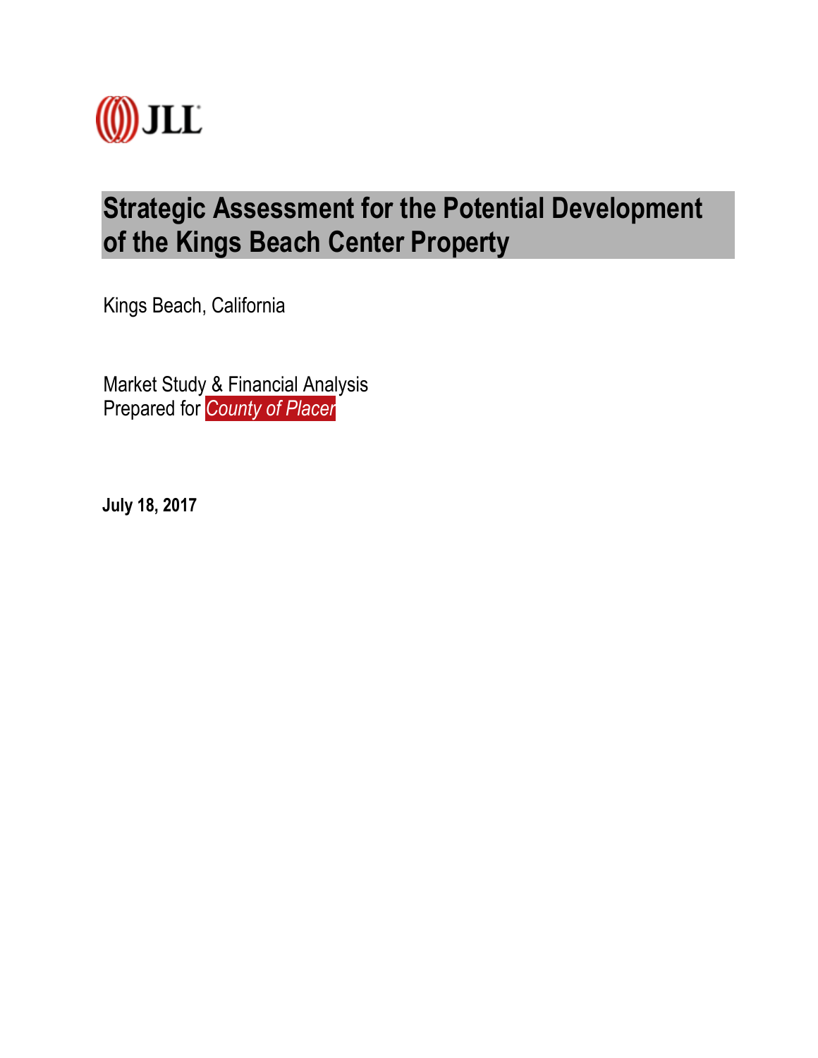JLL

# Strategic Assessment for the Potential Development of the Kings Beach Center Property

Kings Beach, California

Market Study & Financial Analysis
Prepared for *County of Placer*

**July 18, 2017**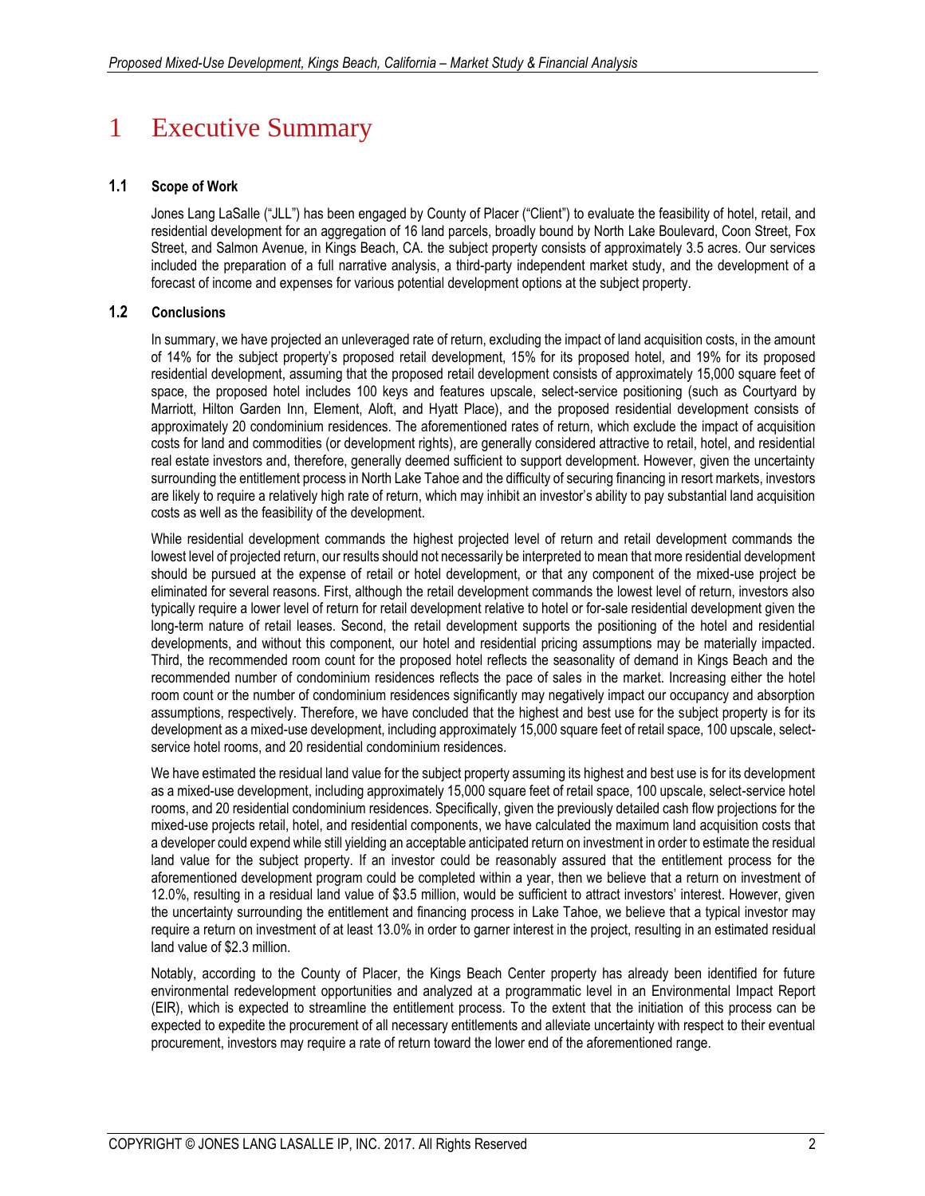# 1 Executive Summary

## 1.1 Scope of Work

Jones Lang LaSalle ("JLL") has been engaged by County of Placer ("Client") to evaluate the feasibility of hotel, retail, and residential development for an aggregation of 16 land parcels, broadly bound by North Lake Boulevard, Coon Street, Fox Street, and Salmon Avenue, in Kings Beach, CA. the subject property consists of approximately 3.5 acres. Our services included the preparation of a full narrative analysis, a third-party independent market study, and the development of a forecast of income and expenses for various potential development options at the subject property.

## 1.2 Conclusions

In summary, we have projected an unleveraged rate of return, excluding the impact of land acquisition costs, in the amount of 14% for the subject property's proposed retail development, 15% for its proposed hotel, and 19% for its proposed residential development, assuming that the proposed retail development consists of approximately 15,000 square feet of space, the proposed hotel includes 100 keys and features upscale, select-service positioning (such as Courtyard by Marriott, Hilton Garden Inn, Element, Aloft, and Hyatt Place), and the proposed residential development consists of approximately 20 condominium residences. The aforementioned rates of return, which exclude the impact of acquisition costs for land and commodities (or development rights), are generally considered attractive to retail, hotel, and residential real estate investors and, therefore, generally deemed sufficient to support development. However, given the uncertainty surrounding the entitlement process in North Lake Tahoe and the difficulty of securing financing in resort markets, investors are likely to require a relatively high rate of return, which may inhibit an investor's ability to pay substantial land acquisition costs as well as the feasibility of the development.

While residential development commands the highest projected level of return and retail development commands the lowest level of projected return, our results should not necessarily be interpreted to mean that more residential development should be pursued at the expense of retail or hotel development, or that any component of the mixed-use project be eliminated for several reasons. First, although the retail development commands the lowest level of return, investors also typically require a lower level of return for retail development relative to hotel or for-sale residential development given the long-term nature of retail leases. Second, the retail development supports the positioning of the hotel and residential developments, and without this component, our hotel and residential pricing assumptions may be materially impacted. Third, the recommended room count for the proposed hotel reflects the seasonality of demand in Kings Beach and the recommended number of condominium residences reflects the pace of sales in the market. Increasing either the hotel room count or the number of condominium residences significantly may negatively impact our occupancy and absorption assumptions, respectively. Therefore, we have concluded that the highest and best use for the subject property is for its development as a mixed-use development, including approximately 15,000 square feet of retail space, 100 upscale, select-service hotel rooms, and 20 residential condominium residences.

We have estimated the residual land value for the subject property assuming its highest and best use is for its development as a mixed-use development, including approximately 15,000 square feet of retail space, 100 upscale, select-service hotel rooms, and 20 residential condominium residences. Specifically, given the previously detailed cash flow projections for the mixed-use projects retail, hotel, and residential components, we have calculated the maximum land acquisition costs that a developer could expend while still yielding an acceptable anticipated return on investment in order to estimate the residual land value for the subject property. If an investor could be reasonably assured that the entitlement process for the aforementioned development program could be completed within a year, then we believe that a return on investment of 12.0%, resulting in a residual land value of $3.5 million, would be sufficient to attract investors' interest. However, given the uncertainty surrounding the entitlement and financing process in Lake Tahoe, we believe that a typical investor may require a return on investment of at least 13.0% in order to garner interest in the project, resulting in an estimated residual land value of $2.3 million.

Notably, according to the County of Placer, the Kings Beach Center property has already been identified for future environmental redevelopment opportunities and analyzed at a programmatic level in an Environmental Impact Report (EIR), which is expected to streamline the entitlement process. To the extent that the initiation of this process can be expected to expedite the procurement of all necessary entitlements and alleviate uncertainty with respect to their eventual procurement, investors may require a rate of return toward the lower end of the aforementioned range.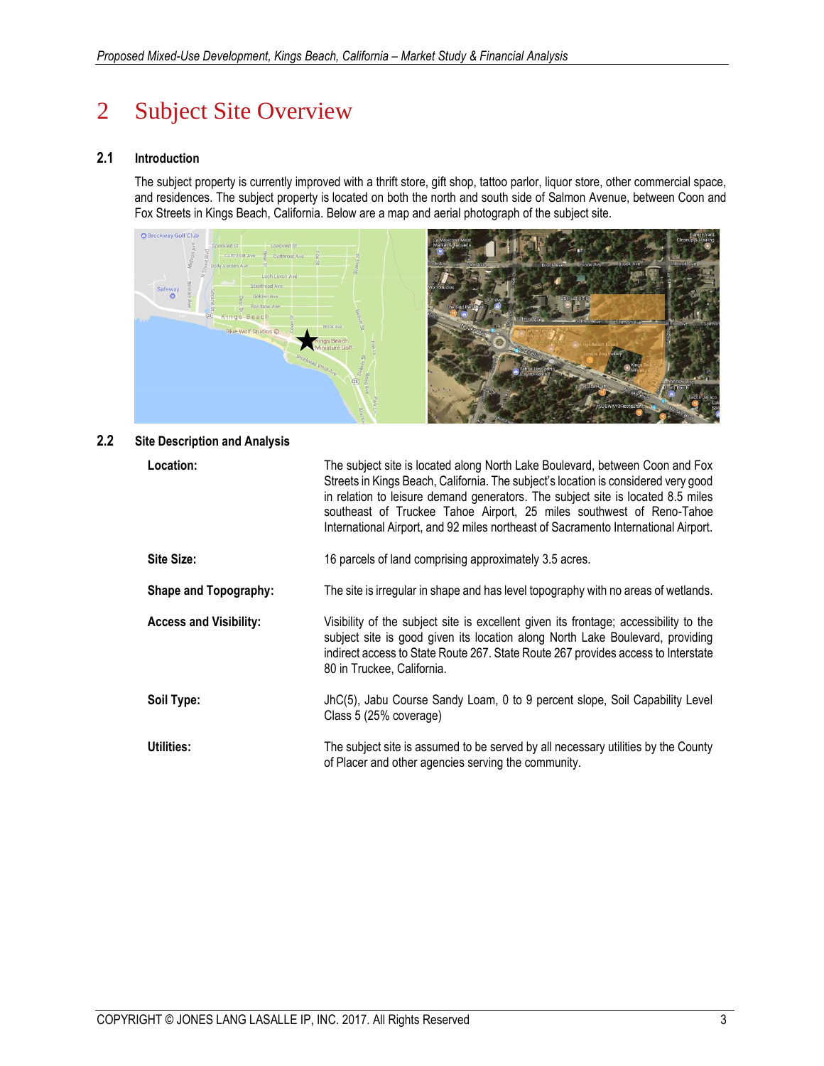# 2 Subject Site Overview

## 2.1 Introduction

The subject property is currently improved with a thrift store, gift shop, tattoo parlor, liquor store, other commercial space, and residences. The subject property is located on both the north and south side of Salmon Avenue, between Coon and Fox Streets in Kings Beach, California. Below are a map and aerial photograph of the subject site.

## 2.2 Site Description and Analysis

**Location:** The subject site is located along North Lake Boulevard, between Coon and Fox Streets in Kings Beach, California. The subject's location is considered very good in relation to leisure demand generators. The subject site is located 8.5 miles southeast of Truckee Tahoe Airport, 25 miles southwest of Reno-Tahoe International Airport, and 92 miles northeast of Sacramento International Airport.

**Site Size:** 16 parcels of land comprising approximately 3.5 acres.

**Shape and Topography:** The site is irregular in shape and has level topography with no areas of wetlands.

**Access and Visibility:** Visibility of the subject site is excellent given its frontage; accessibility to the subject site is good given its location along North Lake Boulevard, providing indirect access to State Route 267. State Route 267 provides access to Interstate 80 in Truckee, California.

**Soil Type:** JhC(5), Jabu Course Sandy Loam, 0 to 9 percent slope, Soil Capability Level Class 5 (25% coverage)

**Utilities:** The subject site is assumed to be served by all necessary utilities by the County of Placer and other agencies serving the community.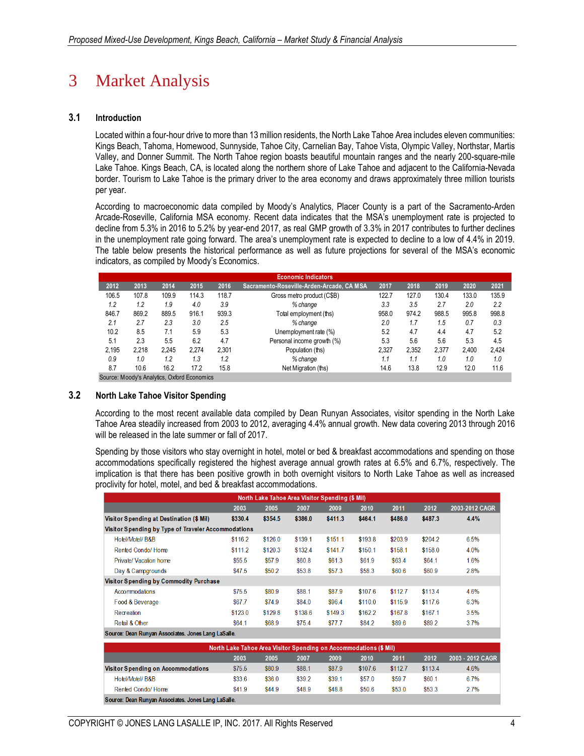# 3 Market Analysis

## 3.1 Introduction

Located within a four-hour drive to more than 13 million residents, the North Lake Tahoe Area includes eleven communities: Kings Beach, Tahoma, Homewood, Sunnyside, Tahoe City, Carnelian Bay, Tahoe Vista, Olympic Valley, Northstar, Martis Valley, and Donner Summit. The North Tahoe region boasts beautiful mountain ranges and the nearly 200-square-mile Lake Tahoe. Kings Beach, CA, is located along the northern shore of Lake Tahoe and adjacent to the California-Nevada border. Tourism to Lake Tahoe is the primary driver to the area economy and draws approximately three million tourists per year.

According to macroeconomic data compiled by Moody's Analytics, Placer County is a part of the Sacramento-Arden Arcade-Roseville, California MSA economy. Recent data indicates that the MSA's unemployment rate is projected to decline from 5.3% in 2016 to 5.2% by year-end 2017, as real GMP growth of 3.3% in 2017 contributes to further declines in the unemployment rate going forward. The area's unemployment rate is expected to decline to a low of 4.4% in 2019. The table below presents the historical performance as well as future projections for several of the MSA's economic indicators, as compiled by Moody's Economics.

| Economic Indicators | | | | | | | | | | |
|---|---|---|---|---|---|---|---|---|---|---|
| 2012 | 2013 | 2014 | 2015 | 2016 | Sacramento-Roseville-Arden-Arcade, CA MSA | 2017 | 2018 | 2019 | 2020 | 2021 |
| 106.5 | 107.8 | 109.9 | 114.3 | 118.7 | Gross metro product (C$B) | 122.7 | 127.0 | 130.4 | 133.0 | 135.9 |
| *1.2* | *1.2* | *1.9* | *4.0* | *3.9* | *% change* | *3.3* | *3.5* | *2.7* | *2.0* | *2.2* |
| 846.7 | 869.2 | 889.5 | 916.1 | 939.3 | Total employment (ths) | 958.0 | 974.2 | 988.5 | 995.8 | 998.8 |
| *2.1* | *2.7* | *2.3* | *3.0* | *2.5* | *% change* | *2.0* | *1.7* | *1.5* | *0.7* | *0.3* |
| 10.2 | 8.5 | 7.1 | 5.9 | 5.3 | Unemployment rate (%) | 5.2 | 4.7 | 4.4 | 4.7 | 5.2 |
| 5.1 | 2.3 | 5.5 | 6.2 | 4.7 | Personal income growth (%) | 5.3 | 5.6 | 5.6 | 5.3 | 4.5 |
| 2,195 | 2,218 | 2,245 | 2,274 | 2,301 | Population (ths) | 2,327 | 2,352 | 2,377 | 2,400 | 2,424 |
| *0.9* | *1.0* | *1.2* | *1.3* | *1.2* | *% change* | *1.1* | *1.1* | *1.0* | *1.0* | *1.0* |
| 8.7 | 10.6 | 16.2 | 17.2 | 15.8 | Net Migration (ths) | 14.6 | 13.8 | 12.9 | 12.0 | 11.6 |

Source: Moody's Analytics, Oxford Economics

## 3.2 North Lake Tahoe Visitor Spending

According to the most recent available data compiled by Dean Runyan Associates, visitor spending in the North Lake Tahoe Area steadily increased from 2003 to 2012, averaging 4.4% annual growth. New data covering 2013 through 2016 will be released in the late summer or fall of 2017.

Spending by those visitors who stay overnight in hotel, motel or bed & breakfast accommodations and spending on those accommodations specifically registered the highest average annual growth rates at 6.5% and 6.7%, respectively. The implication is that there has been positive growth in both overnight visitors to North Lake Tahoe as well as increased proclivity for hotel, motel, and bed & breakfast accommodations.

| North Lake Tahoe Area Visitor Spending ($ Mil) | | | | | | | | |
|---|---|---|---|---|---|---|---|---|
| | 2003 | 2005 | 2007 | 2009 | 2010 | 2011 | 2012 | 2003-2012 CAGR |
| **Visitor Spending at Destination ($ Mil)** | **$330.4** | **$354.5** | **$386.0** | **$411.3** | **$464.1** | **$486.0** | **$487.3** | **4.4%** |
| **Visitor Spending by Type of Traveler Accommodations** | | | | | | | | |
| Hotel/Motel/ B&B | $116.2 | $126.0 | $139.1 | $151.1 | $193.8 | $203.9 | $204.2 | 6.5% |
| Rented Condo/ Home | $111.2 | $120.3 | $132.4 | $141.7 | $150.1 | $158.1 | $158.0 | 4.0% |
| Private/ Vacation home | $55.5 | $57.9 | $60.8 | $61.3 | $61.9 | $63.4 | $64.1 | 1.6% |
| Day & Campgrounds | $47.5 | $50.2 | $53.8 | $57.3 | $58.3 | $60.6 | $60.9 | 2.8% |
| **Visitor Spending by Commodity Purchase** | | | | | | | | |
| Accommodations | $75.5 | $80.9 | $88.1 | $87.9 | $107.6 | $112.7 | $113.4 | 4.6% |
| Food & Beverage | $67.7 | $74.9 | $84.0 | $96.4 | $110.0 | $115.9 | $117.6 | 6.3% |
| Recreation | $123.0 | $129.8 | $138.6 | $149.3 | $162.2 | $167.8 | $167.1 | 3.5% |
| Retail & Other | $64.1 | $68.9 | $75.4 | $77.7 | $84.2 | $89.6 | $89.2 | 3.7% |

**Source: Dean Runyan Associates. Jones Lang LaSalle.**

| North Lake Tahoe Area Visitor Spending on Accommodations ($ Mil) | | | | | | | | |
|---|---|---|---|---|---|---|---|---|
| | 2003 | 2005 | 2007 | 2009 | 2010 | 2011 | 2012 | 2003 - 2012 CAGR |
| **Visitor Spending on Accommodations** | $75.5 | $80.9 | $88.1 | $87.9 | $107.6 | $112.7 | $113.4 | 4.6% |
| Hotel/Motel/ B&B | $33.6 | $36.0 | $39.2 | $39.1 | $57.0 | $59.7 | $60.1 | 6.7% |
| Rented Condo/ Home | $41.9 | $44.9 | $48.9 | $48.8 | $50.6 | $53.0 | $53.3 | 2.7% |

**Source: Dean Runyan Associates. Jones Lang LaSalle.**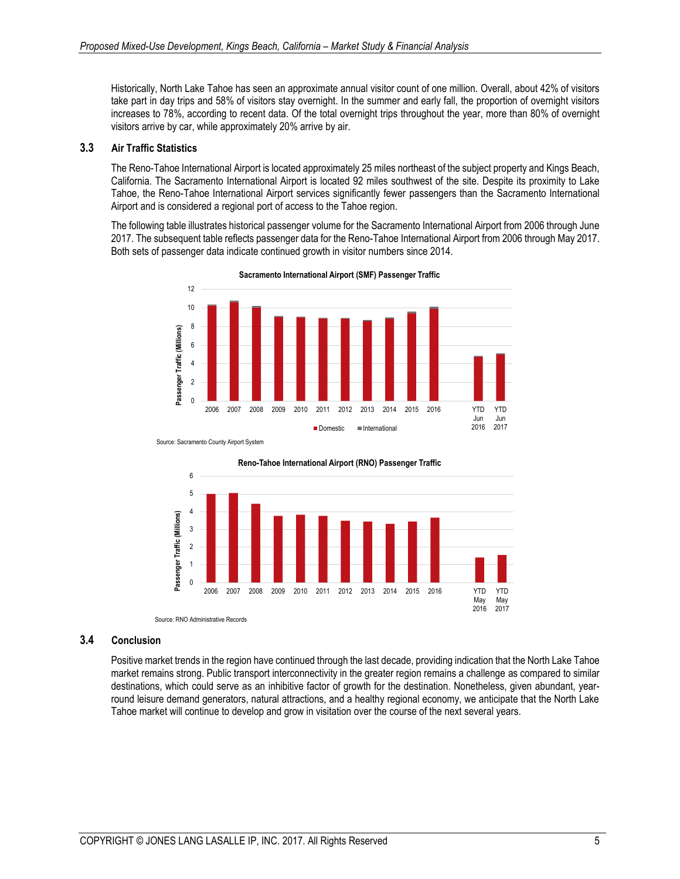Historically, North Lake Tahoe has seen an approximate annual visitor count of one million. Overall, about 42% of visitors take part in day trips and 58% of visitors stay overnight. In the summer and early fall, the proportion of overnight visitors increases to 78%, according to recent data. Of the total overnight trips throughout the year, more than 80% of overnight visitors arrive by car, while approximately 20% arrive by air.

### 3.3 Air Traffic Statistics

The Reno-Tahoe International Airport is located approximately 25 miles northeast of the subject property and Kings Beach, California. The Sacramento International Airport is located 92 miles southwest of the site. Despite its proximity to Lake Tahoe, the Reno-Tahoe International Airport services significantly fewer passengers than the Sacramento International Airport and is considered a regional port of access to the Tahoe region.

The following table illustrates historical passenger volume for the Sacramento International Airport from 2006 through June 2017. The subsequent table reflects passenger data for the Reno-Tahoe International Airport from 2006 through May 2017. Both sets of passenger data indicate continued growth in visitor numbers since 2014.

**Sacramento International Airport (SMF) Passenger Traffic**

Source: Sacramento County Airport System

**Reno-Tahoe International Airport (RNO) Passenger Traffic**

Source: RNO Administrative Records

### 3.4 Conclusion

Positive market trends in the region have continued through the last decade, providing indication that the North Lake Tahoe market remains strong. Public transport interconnectivity in the greater region remains a challenge as compared to similar destinations, which could serve as an inhibitive factor of growth for the destination. Nonetheless, given abundant, year-round leisure demand generators, natural attractions, and a healthy regional economy, we anticipate that the North Lake Tahoe market will continue to develop and grow in visitation over the course of the next several years.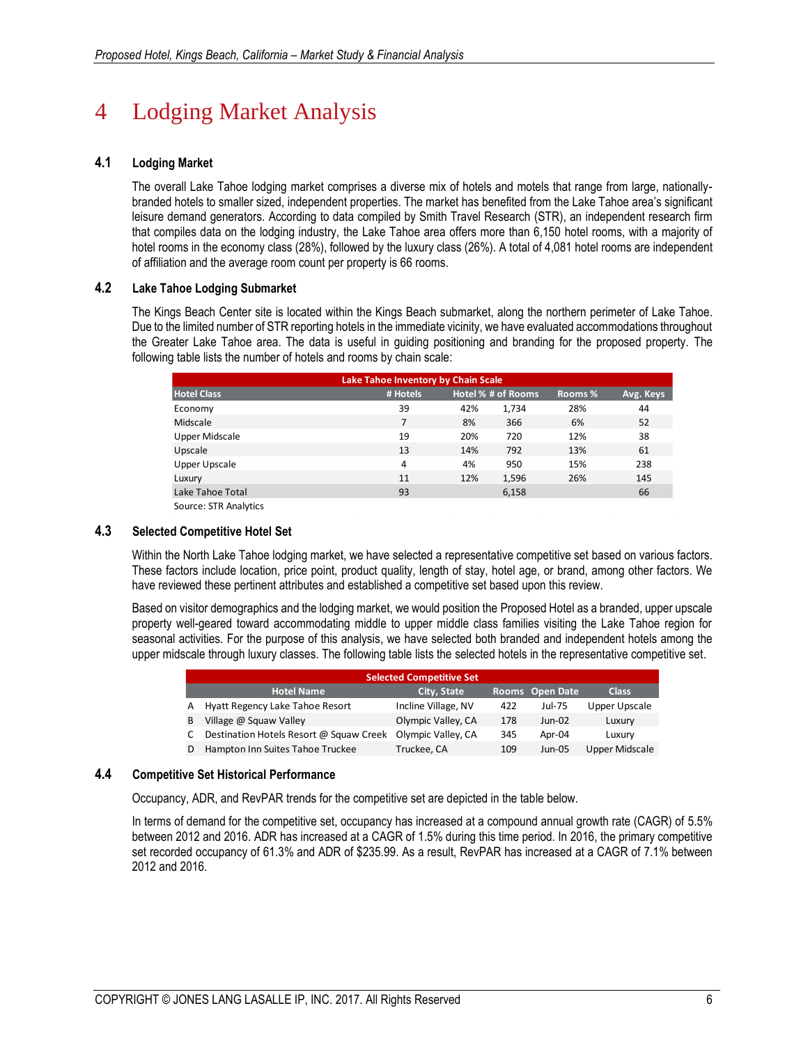# 4 Lodging Market Analysis

### 4.1 Lodging Market

The overall Lake Tahoe lodging market comprises a diverse mix of hotels and motels that range from large, nationally-branded hotels to smaller sized, independent properties. The market has benefited from the Lake Tahoe area's significant leisure demand generators. According to data compiled by Smith Travel Research (STR), an independent research firm that compiles data on the lodging industry, the Lake Tahoe area offers more than 6,150 hotel rooms, with a majority of hotel rooms in the economy class (28%), followed by the luxury class (26%). A total of 4,081 hotel rooms are independent of affiliation and the average room count per property is 66 rooms.

### 4.2 Lake Tahoe Lodging Submarket

The Kings Beach Center site is located within the Kings Beach submarket, along the northern perimeter of Lake Tahoe. Due to the limited number of STR reporting hotels in the immediate vicinity, we have evaluated accommodations throughout the Greater Lake Tahoe area. The data is useful in guiding positioning and branding for the proposed property. The following table lists the number of hotels and rooms by chain scale:

| Lake Tahoe Inventory by Chain Scale | | | | | |
|---|---|---|---|---|---|
| **Hotel Class** | **# Hotels** | **Hotel %** | **# of Rooms** | **Rooms %** | **Avg. Keys** |
| Economy | 39 | 42% | 1,734 | 28% | 44 |
| Midscale | 7 | 8% | 366 | 6% | 52 |
| Upper Midscale | 19 | 20% | 720 | 12% | 38 |
| Upscale | 13 | 14% | 792 | 13% | 61 |
| Upper Upscale | 4 | 4% | 950 | 15% | 238 |
| Luxury | 11 | 12% | 1,596 | 26% | 145 |
| Lake Tahoe Total | 93 | | 6,158 | | 66 |

Source: STR Analytics

### 4.3 Selected Competitive Hotel Set

Within the North Lake Tahoe lodging market, we have selected a representative competitive set based on various factors. These factors include location, price point, product quality, length of stay, hotel age, or brand, among other factors. We have reviewed these pertinent attributes and established a competitive set based upon this review.

Based on visitor demographics and the lodging market, we would position the Proposed Hotel as a branded, upper upscale property well-geared toward accommodating middle to upper middle class families visiting the Lake Tahoe region for seasonal activities. For the purpose of this analysis, we have selected both branded and independent hotels among the upper midscale through luxury classes. The following table lists the selected hotels in the representative competitive set.

| Selected Competitive Set | | | | | |
|---|---|---|---|---|---|
| | **Hotel Name** | **City, State** | **Rooms** | **Open Date** | **Class** |
| A | Hyatt Regency Lake Tahoe Resort | Incline Village, NV | 422 | Jul-75 | Upper Upscale |
| B | Village @ Squaw Valley | Olympic Valley, CA | 178 | Jun-02 | Luxury |
| C | Destination Hotels Resort @ Squaw Creek | Olympic Valley, CA | 345 | Apr-04 | Luxury |
| D | Hampton Inn Suites Tahoe Truckee | Truckee, CA | 109 | Jun-05 | Upper Midscale |

### 4.4 Competitive Set Historical Performance

Occupancy, ADR, and RevPAR trends for the competitive set are depicted in the table below.

In terms of demand for the competitive set, occupancy has increased at a compound annual growth rate (CAGR) of 5.5% between 2012 and 2016. ADR has increased at a CAGR of 1.5% during this time period. In 2016, the primary competitive set recorded occupancy of 61.3% and ADR of $235.99. As a result, RevPAR has increased at a CAGR of 7.1% between 2012 and 2016.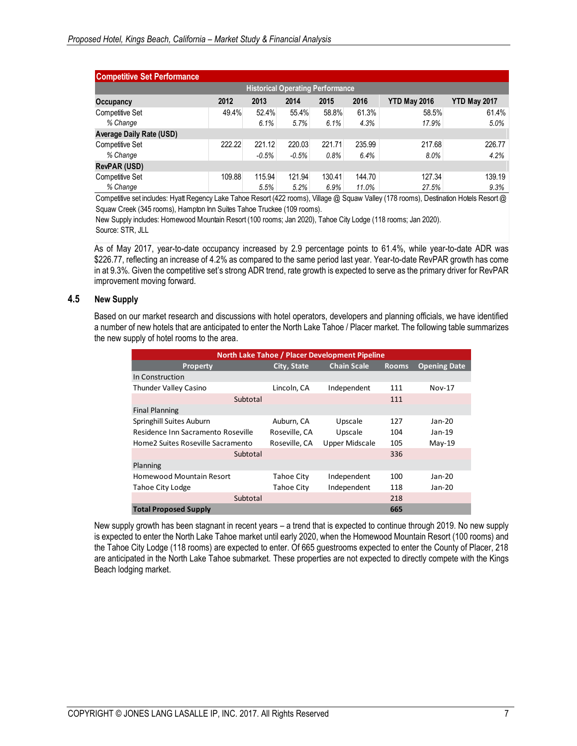| Competitive Set Performance | | | | | | | |
|---|---|---|---|---|---|---|---|
| Historical Operating Performance | | | | | | | |
| **Occupancy** | **2012** | **2013** | **2014** | **2015** | **2016** | **YTD May 2016** | **YTD May 2017** |
| Competitive Set | 49.4% | 52.4% | 55.4% | 58.8% | 61.3% | 58.5% | 61.4% |
| *% Change* | | *6.1%* | *5.7%* | *6.1%* | *4.3%* | *17.9%* | *5.0%* |
| **Average Daily Rate (USD)** | | | | | | | |
| Competitive Set | 222.22 | 221.12 | 220.03 | 221.71 | 235.99 | 217.68 | 226.77 |
| *% Change* | | *-0.5%* | *-0.5%* | *0.8%* | *6.4%* | *8.0%* | *4.2%* |
| **RevPAR (USD)** | | | | | | | |
| Competitive Set | 109.88 | 115.94 | 121.94 | 130.41 | 144.70 | 127.34 | 139.19 |
| *% Change* | | *5.5%* | *5.2%* | *6.9%* | *11.0%* | *27.5%* | *9.3%* |

Competitive set includes: Hyatt Regency Lake Tahoe Resort (422 rooms), Village @ Squaw Valley (178 rooms), Destination Hotels Resort @ Squaw Creek (345 rooms), Hampton Inn Suites Tahoe Truckee (109 rooms).
New Supply includes: Homewood Mountain Resort (100 rooms; Jan 2020), Tahoe City Lodge (118 rooms; Jan 2020).
Source: STR, JLL

As of May 2017, year-to-date occupancy increased by 2.9 percentage points to 61.4%, while year-to-date ADR was $226.77, reflecting an increase of 4.2% as compared to the same period last year. Year-to-date RevPAR growth has come in at 9.3%. Given the competitive set's strong ADR trend, rate growth is expected to serve as the primary driver for RevPAR improvement moving forward.

## 4.5 New Supply

Based on our market research and discussions with hotel operators, developers and planning officials, we have identified a number of new hotels that are anticipated to enter the North Lake Tahoe / Placer market. The following table summarizes the new supply of hotel rooms to the area.

| North Lake Tahoe / Placer Development Pipeline | | | | |
|---|---|---|---|---|
| **Property** | **City, State** | **Chain Scale** | **Rooms** | **Opening Date** |
| In Construction | | | | |
| Thunder Valley Casino | Lincoln, CA | Independent | 111 | Nov-17 |
| Subtotal | | | 111 | |
| Final Planning | | | | |
| Springhill Suites Auburn | Auburn, CA | Upscale | 127 | Jan-20 |
| Residence Inn Sacramento Roseville | Roseville, CA | Upscale | 104 | Jan-19 |
| Home2 Suites Roseville Sacramento | Roseville, CA | Upper Midscale | 105 | May-19 |
| Subtotal | | | 336 | |
| Planning | | | | |
| Homewood Mountain Resort | Tahoe City | Independent | 100 | Jan-20 |
| Tahoe City Lodge | Tahoe City | Independent | 118 | Jan-20 |
| Subtotal | | | 218 | |
| **Total Proposed Supply** | | | **665** | |

New supply growth has been stagnant in recent years – a trend that is expected to continue through 2019. No new supply is expected to enter the North Lake Tahoe market until early 2020, when the Homewood Mountain Resort (100 rooms) and the Tahoe City Lodge (118 rooms) are expected to enter. Of 665 guestrooms expected to enter the County of Placer, 218 are anticipated in the North Lake Tahoe submarket. These properties are not expected to directly compete with the Kings Beach lodging market.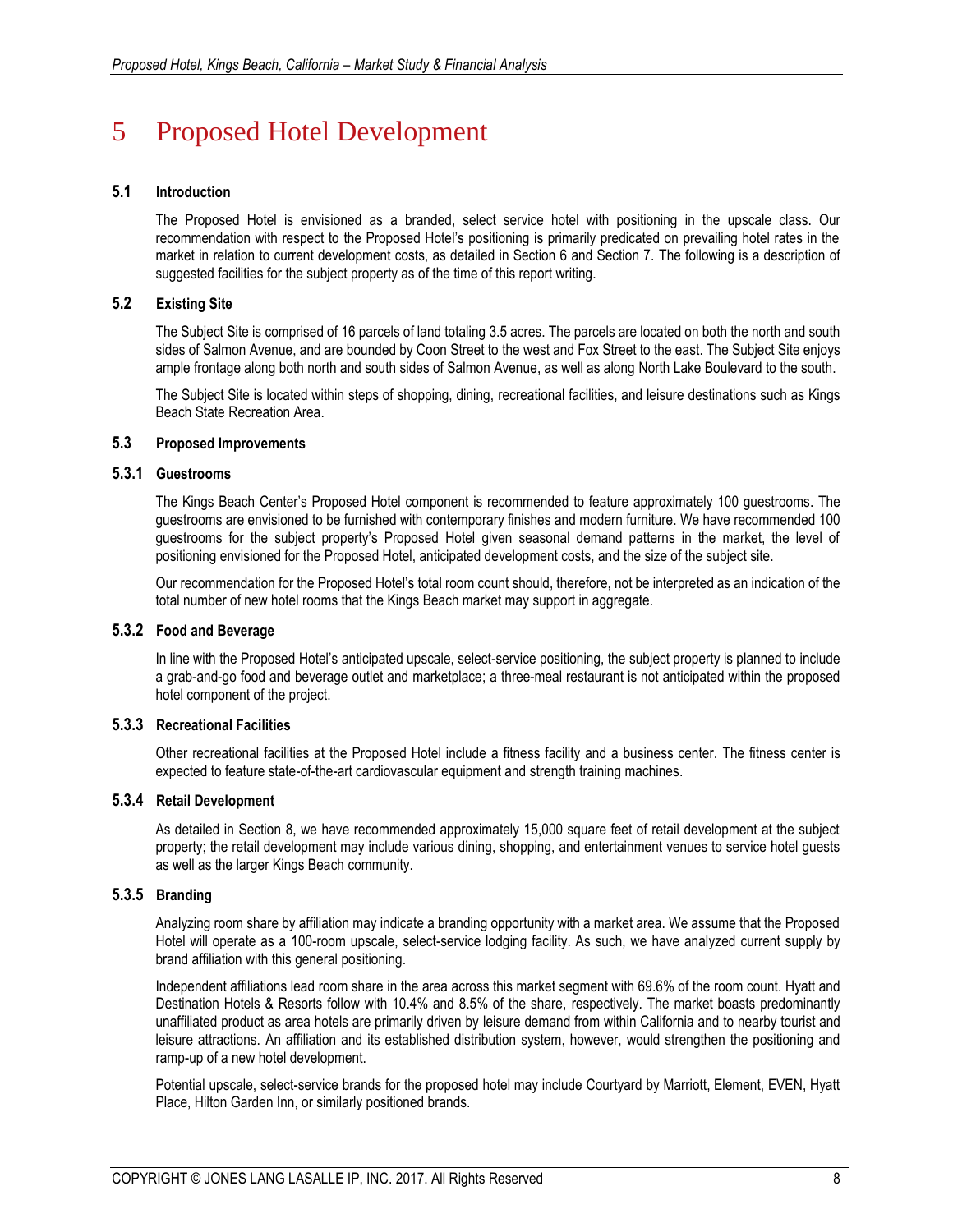# 5 Proposed Hotel Development

### 5.1 Introduction

The Proposed Hotel is envisioned as a branded, select service hotel with positioning in the upscale class. Our recommendation with respect to the Proposed Hotel's positioning is primarily predicated on prevailing hotel rates in the market in relation to current development costs, as detailed in Section 6 and Section 7. The following is a description of suggested facilities for the subject property as of the time of this report writing.

### 5.2 Existing Site

The Subject Site is comprised of 16 parcels of land totaling 3.5 acres. The parcels are located on both the north and south sides of Salmon Avenue, and are bounded by Coon Street to the west and Fox Street to the east. The Subject Site enjoys ample frontage along both north and south sides of Salmon Avenue, as well as along North Lake Boulevard to the south.

The Subject Site is located within steps of shopping, dining, recreational facilities, and leisure destinations such as Kings Beach State Recreation Area.

### 5.3 Proposed Improvements

#### 5.3.1 Guestrooms

The Kings Beach Center's Proposed Hotel component is recommended to feature approximately 100 guestrooms. The guestrooms are envisioned to be furnished with contemporary finishes and modern furniture. We have recommended 100 guestrooms for the subject property's Proposed Hotel given seasonal demand patterns in the market, the level of positioning envisioned for the Proposed Hotel, anticipated development costs, and the size of the subject site.

Our recommendation for the Proposed Hotel's total room count should, therefore, not be interpreted as an indication of the total number of new hotel rooms that the Kings Beach market may support in aggregate.

#### 5.3.2 Food and Beverage

In line with the Proposed Hotel's anticipated upscale, select-service positioning, the subject property is planned to include a grab-and-go food and beverage outlet and marketplace; a three-meal restaurant is not anticipated within the proposed hotel component of the project.

#### 5.3.3 Recreational Facilities

Other recreational facilities at the Proposed Hotel include a fitness facility and a business center. The fitness center is expected to feature state-of-the-art cardiovascular equipment and strength training machines.

#### 5.3.4 Retail Development

As detailed in Section 8, we have recommended approximately 15,000 square feet of retail development at the subject property; the retail development may include various dining, shopping, and entertainment venues to service hotel guests as well as the larger Kings Beach community.

#### 5.3.5 Branding

Analyzing room share by affiliation may indicate a branding opportunity with a market area. We assume that the Proposed Hotel will operate as a 100-room upscale, select-service lodging facility. As such, we have analyzed current supply by brand affiliation with this general positioning.

Independent affiliations lead room share in the area across this market segment with 69.6% of the room count. Hyatt and Destination Hotels & Resorts follow with 10.4% and 8.5% of the share, respectively. The market boasts predominantly unaffiliated product as area hotels are primarily driven by leisure demand from within California and to nearby tourist and leisure attractions. An affiliation and its established distribution system, however, would strengthen the positioning and ramp-up of a new hotel development.

Potential upscale, select-service brands for the proposed hotel may include Courtyard by Marriott, Element, EVEN, Hyatt Place, Hilton Garden Inn, or similarly positioned brands.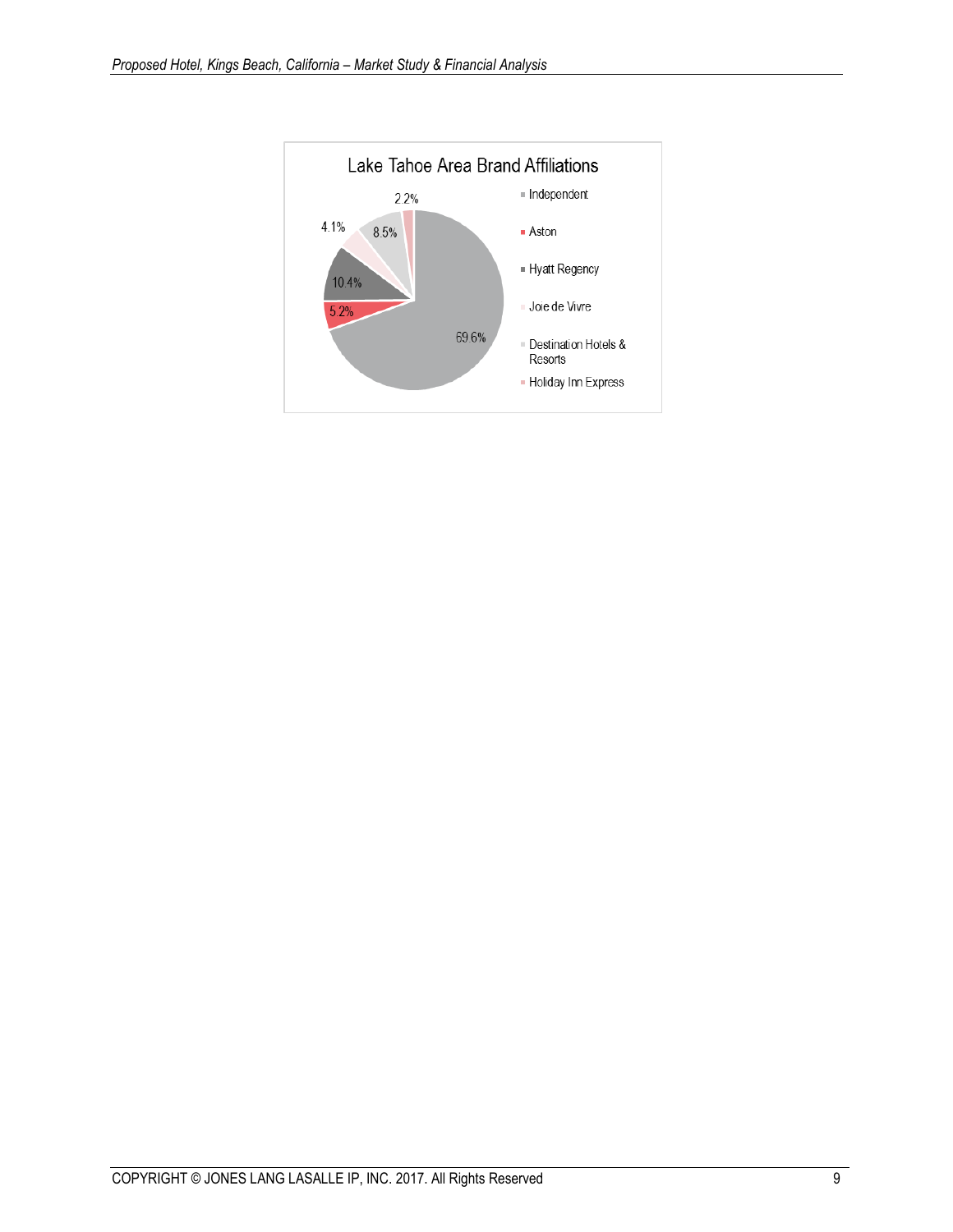**Lake Tahoe Area Brand Affiliations**

| Brand | Share |
|---|---|
| Independent | 69.6% |
| Aston | 5.2% |
| Hyatt Regency | 10.4% |
| Joie de Vivre | 4.1% |
| Destination Hotels & Resorts | 8.5% |
| Holiday Inn Express | 2.2% |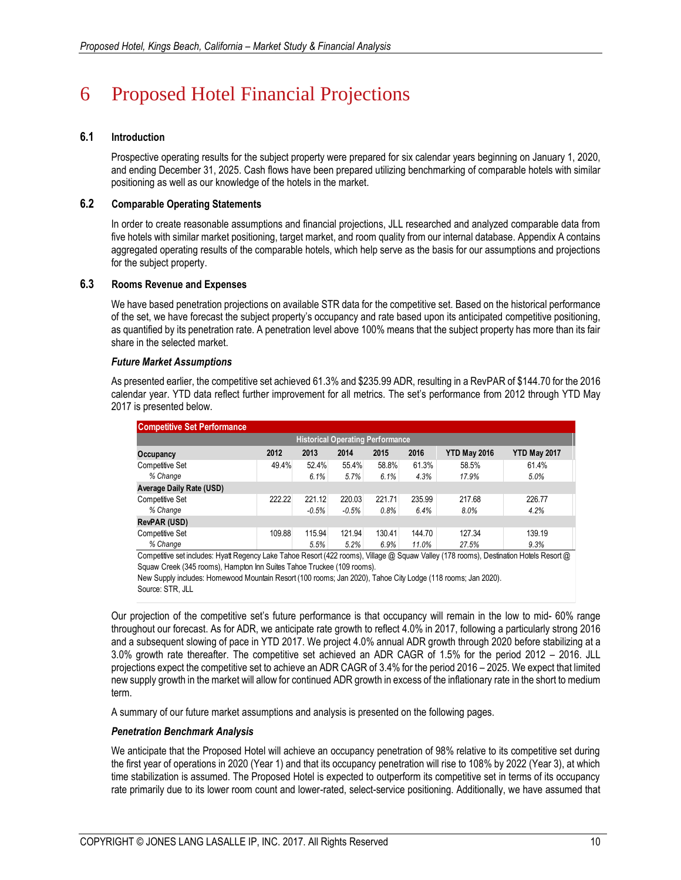# 6 Proposed Hotel Financial Projections

## 6.1 Introduction

Prospective operating results for the subject property were prepared for six calendar years beginning on January 1, 2020, and ending December 31, 2025. Cash flows have been prepared utilizing benchmarking of comparable hotels with similar positioning as well as our knowledge of the hotels in the market.

## 6.2 Comparable Operating Statements

In order to create reasonable assumptions and financial projections, JLL researched and analyzed comparable data from five hotels with similar market positioning, target market, and room quality from our internal database. Appendix A contains aggregated operating results of the comparable hotels, which help serve as the basis for our assumptions and projections for the subject property.

## 6.3 Rooms Revenue and Expenses

We have based penetration projections on available STR data for the competitive set. Based on the historical performance of the set, we have forecast the subject property's occupancy and rate based upon its anticipated competitive positioning, as quantified by its penetration rate. A penetration level above 100% means that the subject property has more than its fair share in the selected market.

### *Future Market Assumptions*

As presented earlier, the competitive set achieved 61.3% and $235.99 ADR, resulting in a RevPAR of $144.70 for the 2016 calendar year. YTD data reflect further improvement for all metrics. The set's performance from 2012 through YTD May 2017 is presented below.

**Competitive Set Performance**

| Historical Operating Performance | | | | | | | |
|---|---|---|---|---|---|---|---|
| **Occupancy** | **2012** | **2013** | **2014** | **2015** | **2016** | **YTD May 2016** | **YTD May 2017** |
| Competitive Set | 49.4% | 52.4% | 55.4% | 58.8% | 61.3% | 58.5% | 61.4% |
| *% Change* | | *6.1%* | *5.7%* | *6.1%* | *4.3%* | *17.9%* | *5.0%* |
| **Average Daily Rate (USD)** | | | | | | | |
| Competitive Set | 222.22 | 221.12 | 220.03 | 221.71 | 235.99 | 217.68 | 226.77 |
| *% Change* | | *-0.5%* | *-0.5%* | *0.8%* | *6.4%* | *8.0%* | *4.2%* |
| **RevPAR (USD)** | | | | | | | |
| Competitive Set | 109.88 | 115.94 | 121.94 | 130.41 | 144.70 | 127.34 | 139.19 |
| *% Change* | | *5.5%* | *5.2%* | *6.9%* | *11.0%* | *27.5%* | *9.3%* |

Competitive set includes: Hyatt Regency Lake Tahoe Resort (422 rooms), Village @ Squaw Valley (178 rooms), Destination Hotels Resort @ Squaw Creek (345 rooms), Hampton Inn Suites Tahoe Truckee (109 rooms).

New Supply includes: Homewood Mountain Resort (100 rooms; Jan 2020), Tahoe City Lodge (118 rooms; Jan 2020).

Source: STR, JLL

Our projection of the competitive set's future performance is that occupancy will remain in the low to mid- 60% range throughout our forecast. As for ADR, we anticipate rate growth to reflect 4.0% in 2017, following a particularly strong 2016 and a subsequent slowing of pace in YTD 2017. We project 4.0% annual ADR growth through 2020 before stabilizing at a 3.0% growth rate thereafter. The competitive set achieved an ADR CAGR of 1.5% for the period 2012 – 2016. JLL projections expect the competitive set to achieve an ADR CAGR of 3.4% for the period 2016 – 2025. We expect that limited new supply growth in the market will allow for continued ADR growth in excess of the inflationary rate in the short to medium term.

A summary of our future market assumptions and analysis is presented on the following pages.

### *Penetration Benchmark Analysis*

We anticipate that the Proposed Hotel will achieve an occupancy penetration of 98% relative to its competitive set during the first year of operations in 2020 (Year 1) and that its occupancy penetration will rise to 108% by 2022 (Year 3), at which time stabilization is assumed. The Proposed Hotel is expected to outperform its competitive set in terms of its occupancy rate primarily due to its lower room count and lower-rated, select-service positioning. Additionally, we have assumed that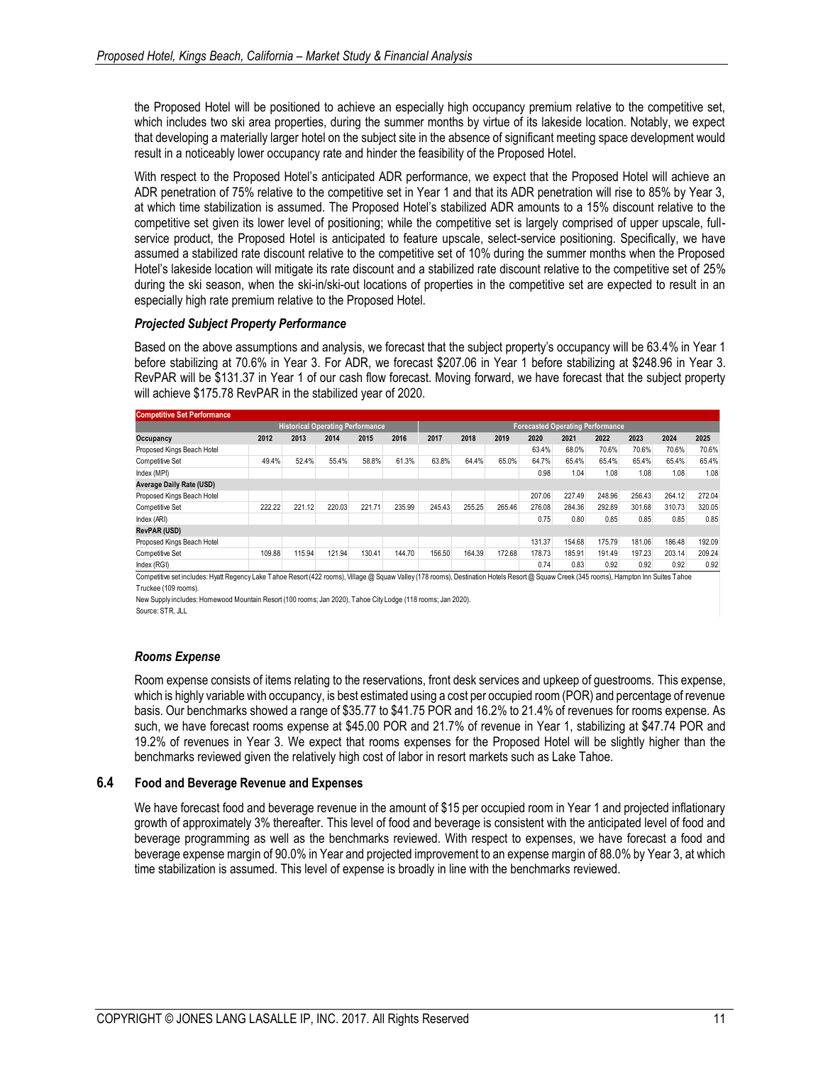the Proposed Hotel will be positioned to achieve an especially high occupancy premium relative to the competitive set, which includes two ski area properties, during the summer months by virtue of its lakeside location. Notably, we expect that developing a materially larger hotel on the subject site in the absence of significant meeting space development would result in a noticeably lower occupancy rate and hinder the feasibility of the Proposed Hotel.

With respect to the Proposed Hotel's anticipated ADR performance, we expect that the Proposed Hotel will achieve an ADR penetration of 75% relative to the competitive set in Year 1 and that its ADR penetration will rise to 85% by Year 3, at which time stabilization is assumed. The Proposed Hotel's stabilized ADR amounts to a 15% discount relative to the competitive set given its lower level of positioning; while the competitive set is largely comprised of upper upscale, full-service product, the Proposed Hotel is anticipated to feature upscale, select-service positioning. Specifically, we have assumed a stabilized rate discount relative to the competitive set of 10% during the summer months when the Proposed Hotel's lakeside location will mitigate its rate discount and a stabilized rate discount relative to the competitive set of 25% during the ski season, when the ski-in/ski-out locations of properties in the competitive set are expected to result in an especially high rate premium relative to the Proposed Hotel.

### *Projected Subject Property Performance*

Based on the above assumptions and analysis, we forecast that the subject property's occupancy will be 63.4% in Year 1 before stabilizing at 70.6% in Year 3. For ADR, we forecast $207.06 in Year 1 before stabilizing at $248.96 in Year 3. RevPAR will be $131.37 in Year 1 of our cash flow forecast. Moving forward, we have forecast that the subject property will achieve $175.78 RevPAR in the stabilized year of 2020.

| Competitive Set Performance | | | | | | | | | | | | | | |
|---|---|---|---|---|---|---|---|---|---|---|---|---|---|---|
| | Historical Operating Performance | | | | | Forecasted Operating Performance | | | | | | | | |
| **Occupancy** | **2012** | **2013** | **2014** | **2015** | **2016** | **2017** | **2018** | **2019** | **2020** | **2021** | **2022** | **2023** | **2024** | **2025** |
| Proposed Kings Beach Hotel | | | | | | | | | 63.4% | 68.0% | 70.6% | 70.6% | 70.6% | 70.6% |
| Competitive Set | 49.4% | 52.4% | 55.4% | 58.8% | 61.3% | 63.8% | 64.4% | 65.0% | 64.7% | 65.4% | 65.4% | 65.4% | 65.4% | 65.4% |
| Index (MPI) | | | | | | | | | 0.98 | 1.04 | 1.08 | 1.08 | 1.08 | 1.08 |
| **Average Daily Rate (USD)** | | | | | | | | | | | | | | |
| Proposed Kings Beach Hotel | | | | | | | | | 207.06 | 227.49 | 248.96 | 256.43 | 264.12 | 272.04 |
| Competitive Set | 222.22 | 221.12 | 220.03 | 221.71 | 235.99 | 245.43 | 255.25 | 265.46 | 276.08 | 284.36 | 292.89 | 301.68 | 310.73 | 320.05 |
| Index (ARI) | | | | | | | | | 0.75 | 0.80 | 0.85 | 0.85 | 0.85 | 0.85 |
| **RevPAR (USD)** | | | | | | | | | | | | | | |
| Proposed Kings Beach Hotel | | | | | | | | | 131.37 | 154.68 | 175.79 | 181.06 | 186.48 | 192.09 |
| Competitive Set | 109.88 | 115.94 | 121.94 | 130.41 | 144.70 | 156.50 | 164.39 | 172.68 | 178.73 | 185.91 | 191.49 | 197.23 | 203.14 | 209.24 |
| Index (RGI) | | | | | | | | | 0.74 | 0.83 | 0.92 | 0.92 | 0.92 | 0.92 |

Competitive set includes: Hyatt Regency Lake Tahoe Resort (422 rooms), Village @ Squaw Valley (178 rooms), Destination Hotels Resort @ Squaw Creek (345 rooms), Hampton Inn Suites Tahoe Truckee (109 rooms).

New Supply includes: Homewood Mountain Resort (100 rooms; Jan 2020), Tahoe City Lodge (118 rooms; Jan 2020).

Source: STR, JLL

### *Rooms Expense*

Room expense consists of items relating to the reservations, front desk services and upkeep of guestrooms. This expense, which is highly variable with occupancy, is best estimated using a cost per occupied room (POR) and percentage of revenue basis. Our benchmarks showed a range of $35.77 to $41.75 POR and 16.2% to 21.4% of revenues for rooms expense. As such, we have forecast rooms expense at $45.00 POR and 21.7% of revenue in Year 1, stabilizing at $47.74 POR and 19.2% of revenues in Year 3. We expect that rooms expenses for the Proposed Hotel will be slightly higher than the benchmarks reviewed given the relatively high cost of labor in resort markets such as Lake Tahoe.

## 6.4 Food and Beverage Revenue and Expenses

We have forecast food and beverage revenue in the amount of $15 per occupied room in Year 1 and projected inflationary growth of approximately 3% thereafter. This level of food and beverage is consistent with the anticipated level of food and beverage programming as well as the benchmarks reviewed. With respect to expenses, we have forecast a food and beverage expense margin of 90.0% in Year and projected improvement to an expense margin of 88.0% by Year 3, at which time stabilization is assumed. This level of expense is broadly in line with the benchmarks reviewed.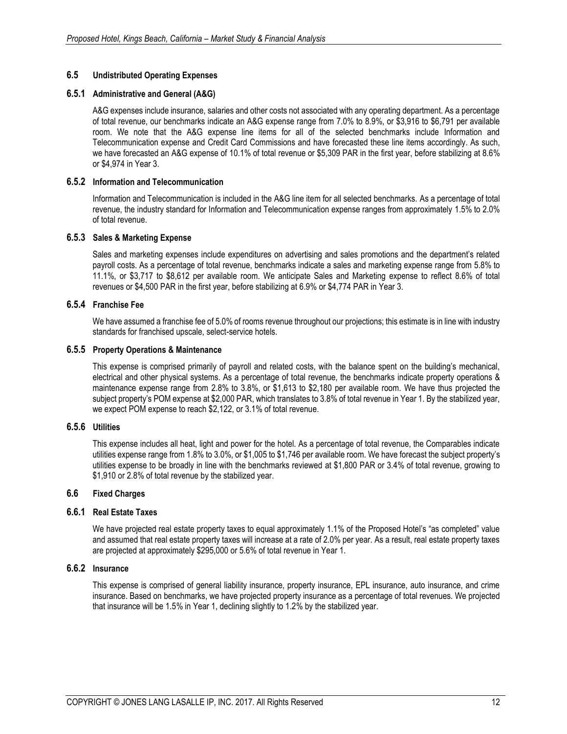## 6.5 Undistributed Operating Expenses

### 6.5.1 Administrative and General (A&G)

A&G expenses include insurance, salaries and other costs not associated with any operating department. As a percentage of total revenue, our benchmarks indicate an A&G expense range from 7.0% to 8.9%, or $3,916 to $6,791 per available room. We note that the A&G expense line items for all of the selected benchmarks include Information and Telecommunication expense and Credit Card Commissions and have forecasted these line items accordingly. As such, we have forecasted an A&G expense of 10.1% of total revenue or $5,309 PAR in the first year, before stabilizing at 8.6% or $4,974 in Year 3.

### 6.5.2 Information and Telecommunication

Information and Telecommunication is included in the A&G line item for all selected benchmarks. As a percentage of total revenue, the industry standard for Information and Telecommunication expense ranges from approximately 1.5% to 2.0% of total revenue.

### 6.5.3 Sales & Marketing Expense

Sales and marketing expenses include expenditures on advertising and sales promotions and the department's related payroll costs. As a percentage of total revenue, benchmarks indicate a sales and marketing expense range from 5.8% to 11.1%, or $3,717 to $8,612 per available room. We anticipate Sales and Marketing expense to reflect 8.6% of total revenues or $4,500 PAR in the first year, before stabilizing at 6.9% or $4,774 PAR in Year 3.

### 6.5.4 Franchise Fee

We have assumed a franchise fee of 5.0% of rooms revenue throughout our projections; this estimate is in line with industry standards for franchised upscale, select-service hotels.

### 6.5.5 Property Operations & Maintenance

This expense is comprised primarily of payroll and related costs, with the balance spent on the building's mechanical, electrical and other physical systems. As a percentage of total revenue, the benchmarks indicate property operations & maintenance expense range from 2.8% to 3.8%, or $1,613 to $2,180 per available room. We have thus projected the subject property's POM expense at $2,000 PAR, which translates to 3.8% of total revenue in Year 1. By the stabilized year, we expect POM expense to reach $2,122, or 3.1% of total revenue.

### 6.5.6 Utilities

This expense includes all heat, light and power for the hotel. As a percentage of total revenue, the Comparables indicate utilities expense range from 1.8% to 3.0%, or $1,005 to $1,746 per available room. We have forecast the subject property's utilities expense to be broadly in line with the benchmarks reviewed at $1,800 PAR or 3.4% of total revenue, growing to $1,910 or 2.8% of total revenue by the stabilized year.

## 6.6 Fixed Charges

### 6.6.1 Real Estate Taxes

We have projected real estate property taxes to equal approximately 1.1% of the Proposed Hotel's "as completed" value and assumed that real estate property taxes will increase at a rate of 2.0% per year. As a result, real estate property taxes are projected at approximately $295,000 or 5.6% of total revenue in Year 1.

### 6.6.2 Insurance

This expense is comprised of general liability insurance, property insurance, EPL insurance, auto insurance, and crime insurance. Based on benchmarks, we have projected property insurance as a percentage of total revenues. We projected that insurance will be 1.5% in Year 1, declining slightly to 1.2% by the stabilized year.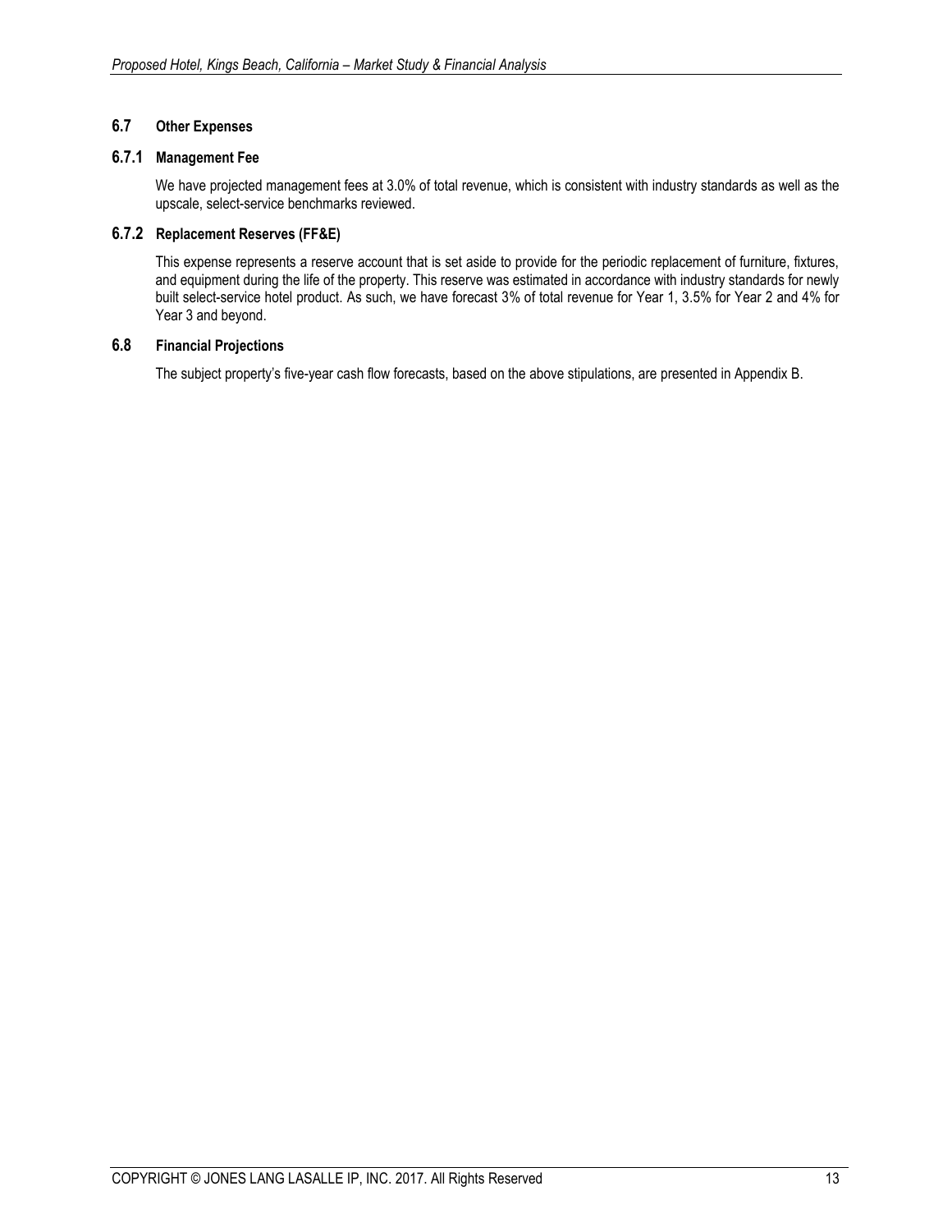### 6.7 Other Expenses

#### 6.7.1 Management Fee

We have projected management fees at 3.0% of total revenue, which is consistent with industry standards as well as the upscale, select-service benchmarks reviewed.

#### 6.7.2 Replacement Reserves (FF&E)

This expense represents a reserve account that is set aside to provide for the periodic replacement of furniture, fixtures, and equipment during the life of the property. This reserve was estimated in accordance with industry standards for newly built select-service hotel product. As such, we have forecast 3% of total revenue for Year 1, 3.5% for Year 2 and 4% for Year 3 and beyond.

### 6.8 Financial Projections

The subject property's five-year cash flow forecasts, based on the above stipulations, are presented in Appendix B.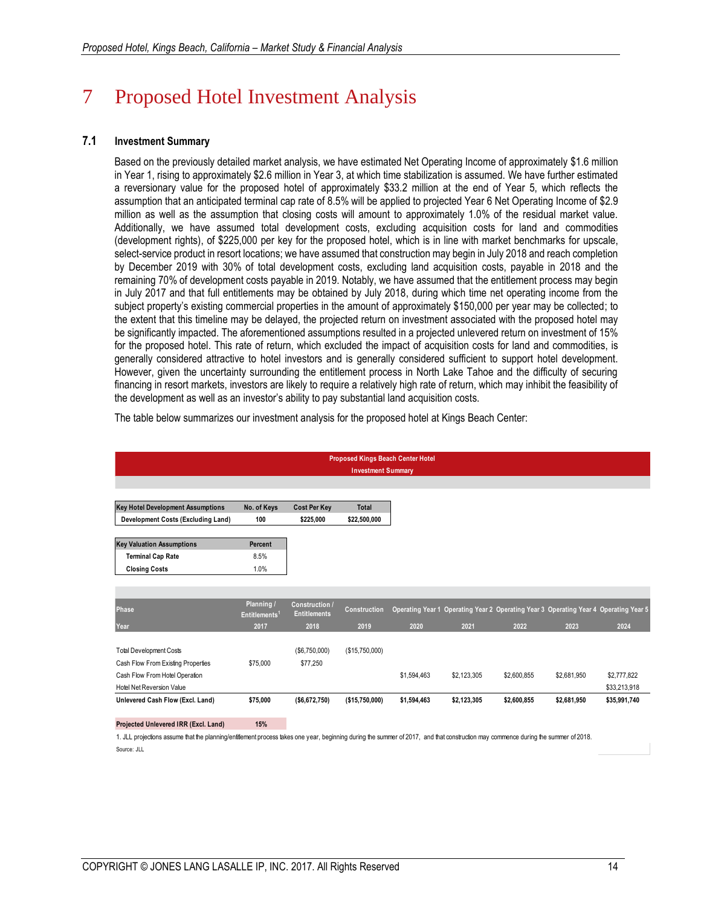# 7 Proposed Hotel Investment Analysis

### 7.1 Investment Summary

Based on the previously detailed market analysis, we have estimated Net Operating Income of approximately $1.6 million in Year 1, rising to approximately $2.6 million in Year 3, at which time stabilization is assumed. We have further estimated a reversionary value for the proposed hotel of approximately $33.2 million at the end of Year 5, which reflects the assumption that an anticipated terminal cap rate of 8.5% will be applied to projected Year 6 Net Operating Income of $2.9 million as well as the assumption that closing costs will amount to approximately 1.0% of the residual market value. Additionally, we have assumed total development costs, excluding acquisition costs for land and commodities (development rights), of $225,000 per key for the proposed hotel, which is in line with market benchmarks for upscale, select-service product in resort locations; we have assumed that construction may begin in July 2018 and reach completion by December 2019 with 30% of total development costs, excluding land acquisition costs, payable in 2018 and the remaining 70% of development costs payable in 2019. Notably, we have assumed that the entitlement process may begin in July 2017 and that full entitlements may be obtained by July 2018, during which time net operating income from the subject property's existing commercial properties in the amount of approximately $150,000 per year may be collected; to the extent that this timeline may be delayed, the projected return on investment associated with the proposed hotel may be significantly impacted. The aforementioned assumptions resulted in a projected unlevered return on investment of 15% for the proposed hotel. This rate of return, which excluded the impact of acquisition costs for land and commodities, is generally considered attractive to hotel investors and is generally considered sufficient to support hotel development. However, given the uncertainty surrounding the entitlement process in North Lake Tahoe and the difficulty of securing financing in resort markets, investors are likely to require a relatively high rate of return, which may inhibit the feasibility of the development as well as an investor's ability to pay substantial land acquisition costs.

The table below summarizes our investment analysis for the proposed hotel at Kings Beach Center:

**Proposed Kings Beach Center Hotel**
**Investment Summary**

| Key Hotel Development Assumptions | No. of Keys | Cost Per Key | Total |
|---|---|---|---|
| Development Costs (Excluding Land) | 100 | $225,000 | $22,500,000 |

| Key Valuation Assumptions | Percent |
|---|---|
| Terminal Cap Rate | 8.5% |
| Closing Costs | 1.0% |

| Phase | Planning / Entitlements[1] | Construction / Entitlements | Construction | Operating Year 1 | Operating Year 2 | Operating Year 3 | Operating Year 4 | Operating Year 5 |
|---|---|---|---|---|---|---|---|---|
| Year | 2017 | 2018 | 2019 | 2020 | 2021 | 2022 | 2023 | 2024 |
| Total Development Costs | | ($6,750,000) | ($15,750,000) | | | | | |
| Cash Flow From Existing Properties | $75,000 | $77,250 | | | | | | |
| Cash Flow From Hotel Operation | | | | $1,594,463 | $2,123,305 | $2,600,855 | $2,681,950 | $2,777,822 |
| Hotel Net Reversion Value | | | | | | | | $33,213,918 |
| **Unlevered Cash Flow (Excl. Land)** | **$75,000** | **($6,672,750)** | **($15,750,000)** | **$1,594,463** | **$2,123,305** | **$2,600,855** | **$2,681,950** | **$35,991,740** |

| Projected Unlevered IRR (Excl. Land) | 15% |
|---|---|

1. JLL projections assume that the planning/entitlement process takes one year, beginning during the summer of 2017, and that construction may commence during the summer of 2018.

Source: JLL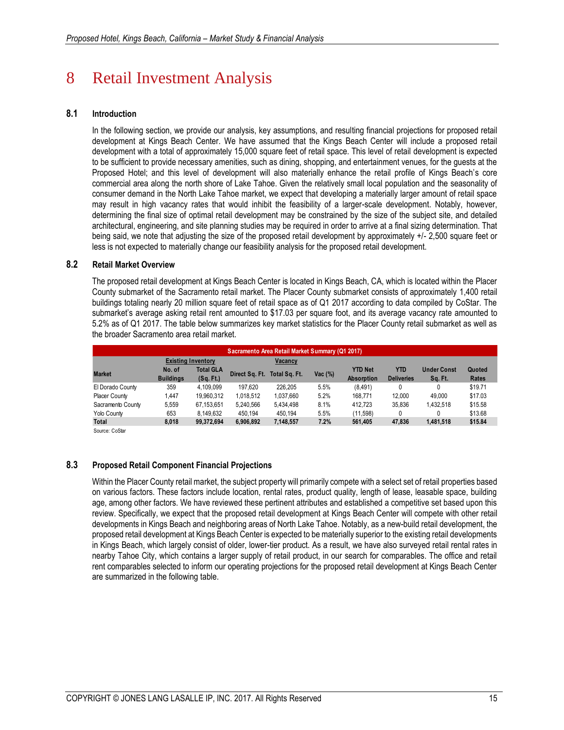# 8 Retail Investment Analysis

### 8.1 Introduction

In the following section, we provide our analysis, key assumptions, and resulting financial projections for proposed retail development at Kings Beach Center. We have assumed that the Kings Beach Center will include a proposed retail development with a total of approximately 15,000 square feet of retail space. This level of retail development is expected to be sufficient to provide necessary amenities, such as dining, shopping, and entertainment venues, for the guests at the Proposed Hotel; and this level of development will also materially enhance the retail profile of Kings Beach's core commercial area along the north shore of Lake Tahoe. Given the relatively small local population and the seasonality of consumer demand in the North Lake Tahoe market, we expect that developing a materially larger amount of retail space may result in high vacancy rates that would inhibit the feasibility of a larger-scale development. Notably, however, determining the final size of optimal retail development may be constrained by the size of the subject site, and detailed architectural, engineering, and site planning studies may be required in order to arrive at a final sizing determination. That being said, we note that adjusting the size of the proposed retail development by approximately +/- 2,500 square feet or less is not expected to materially change our feasibility analysis for the proposed retail development.

### 8.2 Retail Market Overview

The proposed retail development at Kings Beach Center is located in Kings Beach, CA, which is located within the Placer County submarket of the Sacramento retail market. The Placer County submarket consists of approximately 1,400 retail buildings totaling nearly 20 million square feet of retail space as of Q1 2017 according to data compiled by CoStar. The submarket's average asking retail rent amounted to $17.03 per square foot, and its average vacancy rate amounted to 5.2% as of Q1 2017. The table below summarizes key market statistics for the Placer County retail submarket as well as the broader Sacramento area retail market.

| Sacramento Area Retail Market Summary (Q1 2017) | | | | | | | | | |
|---|---|---|---|---|---|---|---|---|---|
| | Existing Inventory | | Vacancy | | | | | | |
| Market | No. of Buildings | Total GLA (Sq. Ft.) | Direct Sq. Ft. | Total Sq. Ft. | Vac (%) | YTD Net Absorption | YTD Deliveries | Under Const Sq. Ft. | Quoted Rates |
| El Dorado County | 359 | 4,109,099 | 197,620 | 226,205 | 5.5% | (8,491) | 0 | 0 | $19.71 |
| Placer County | 1,447 | 19,960,312 | 1,018,512 | 1,037,660 | 5.2% | 168,771 | 12,000 | 49,000 | $17.03 |
| Sacramento County | 5,559 | 67,153,651 | 5,240,566 | 5,434,498 | 8.1% | 412,723 | 35,836 | 1,432,518 | $15.58 |
| Yolo County | 653 | 8,149,632 | 450,194 | 450,194 | 5.5% | (11,598) | 0 | 0 | $13.68 |
| **Total** | **8,018** | **99,372,694** | **6,906,892** | **7,148,557** | **7.2%** | **561,405** | **47,836** | **1,481,518** | **$15.84** |

Source: CoStar

### 8.3 Proposed Retail Component Financial Projections

Within the Placer County retail market, the subject property will primarily compete with a select set of retail properties based on various factors. These factors include location, rental rates, product quality, length of lease, leasable space, building age, among other factors. We have reviewed these pertinent attributes and established a competitive set based upon this review. Specifically, we expect that the proposed retail development at Kings Beach Center will compete with other retail developments in Kings Beach and neighboring areas of North Lake Tahoe. Notably, as a new-build retail development, the proposed retail development at Kings Beach Center is expected to be materially superior to the existing retail developments in Kings Beach, which largely consist of older, lower-tier product. As a result, we have also surveyed retail rental rates in nearby Tahoe City, which contains a larger supply of retail product, in our search for comparables. The office and retail rent comparables selected to inform our operating projections for the proposed retail development at Kings Beach Center are summarized in the following table.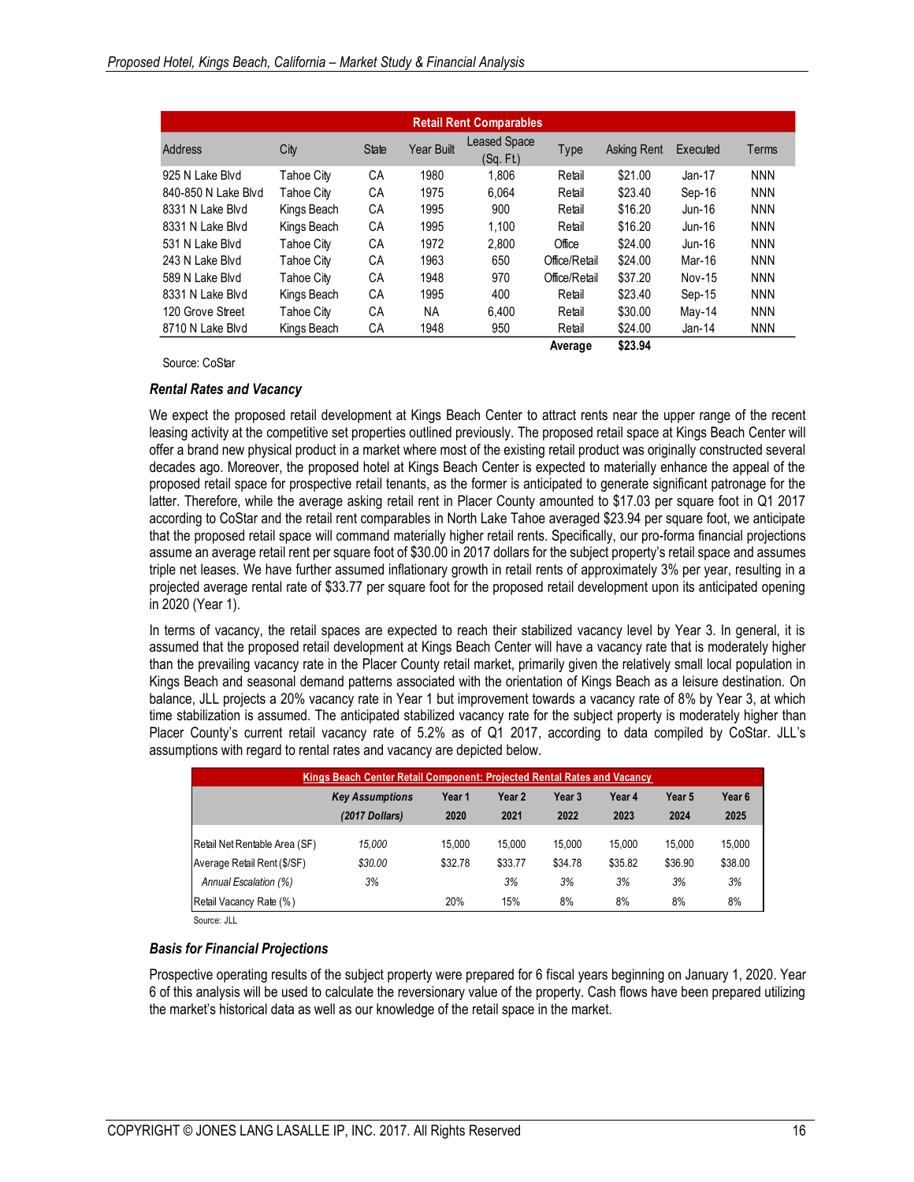| Retail Rent Comparables | | | | | | | | |
|---|---|---|---|---|---|---|---|---|
| Address | City | State | Year Built | Leased Space (Sq. Ft.) | Type | Asking Rent | Executed | Terms |
| 925 N Lake Blvd | Tahoe City | CA | 1980 | 1,806 | Retail | $21.00 | Jan-17 | NNN |
| 840-850 N Lake Blvd | Tahoe City | CA | 1975 | 6,064 | Retail | $23.40 | Sep-16 | NNN |
| 8331 N Lake Blvd | Kings Beach | CA | 1995 | 900 | Retail | $16.20 | Jun-16 | NNN |
| 8331 N Lake Blvd | Kings Beach | CA | 1995 | 1,100 | Retail | $16.20 | Jun-16 | NNN |
| 531 N Lake Blvd | Tahoe City | CA | 1972 | 2,800 | Office | $24.00 | Jun-16 | NNN |
| 243 N Lake Blvd | Tahoe City | CA | 1963 | 650 | Office/Retail | $24.00 | Mar-16 | NNN |
| 589 N Lake Blvd | Tahoe City | CA | 1948 | 970 | Office/Retail | $37.20 | Nov-15 | NNN |
| 8331 N Lake Blvd | Kings Beach | CA | 1995 | 400 | Retail | $23.40 | Sep-15 | NNN |
| 120 Grove Street | Tahoe City | CA | NA | 6,400 | Retail | $30.00 | May-14 | NNN |
| 8710 N Lake Blvd | Kings Beach | CA | 1948 | 950 | Retail | $24.00 | Jan-14 | NNN |
| | | | | | **Average** | **$23.94** | | |

Source: CoStar

### *Rental Rates and Vacancy*

We expect the proposed retail development at Kings Beach Center to attract rents near the upper range of the recent leasing activity at the competitive set properties outlined previously. The proposed retail space at Kings Beach Center will offer a brand new physical product in a market where most of the existing retail product was originally constructed several decades ago. Moreover, the proposed hotel at Kings Beach Center is expected to materially enhance the appeal of the proposed retail space for prospective retail tenants, as the former is anticipated to generate significant patronage for the latter. Therefore, while the average asking retail rent in Placer County amounted to $17.03 per square foot in Q1 2017 according to CoStar and the retail rent comparables in North Lake Tahoe averaged $23.94 per square foot, we anticipate that the proposed retail space will command materially higher retail rents. Specifically, our pro-forma financial projections assume an average retail rent per square foot of $30.00 in 2017 dollars for the subject property's retail space and assumes triple net leases. We have further assumed inflationary growth in retail rents of approximately 3% per year, resulting in a projected average rental rate of $33.77 per square foot for the proposed retail development upon its anticipated opening in 2020 (Year 1).

In terms of vacancy, the retail spaces are expected to reach their stabilized vacancy level by Year 3. In general, it is assumed that the proposed retail development at Kings Beach Center will have a vacancy rate that is moderately higher than the prevailing vacancy rate in the Placer County retail market, primarily given the relatively small local population in Kings Beach and seasonal demand patterns associated with the orientation of Kings Beach as a leisure destination. On balance, JLL projects a 20% vacancy rate in Year 1 but improvement towards a vacancy rate of 8% by Year 3, at which time stabilization is assumed. The anticipated stabilized vacancy rate for the subject property is moderately higher than Placer County's current retail vacancy rate of 5.2% as of Q1 2017, according to data compiled by CoStar. JLL's assumptions with regard to rental rates and vacancy are depicted below.

| Kings Beach Center Retail Component: Projected Rental Rates and Vacancy | | | | | | | |
|---|---|---|---|---|---|---|---|
| | ***Key Assumptions (2017 Dollars)*** | **Year 1 2020** | **Year 2 2021** | **Year 3 2022** | **Year 4 2023** | **Year 5 2024** | **Year 6 2025** |
| Retail Net Rentable Area (SF) | *15,000* | 15,000 | 15,000 | 15,000 | 15,000 | 15,000 | 15,000 |
| Average Retail Rent ($/SF) | *$30.00* | $32.78 | $33.77 | $34.78 | $35.82 | $36.90 | $38.00 |
| *Annual Escalation (%)* | *3%* | | *3%* | *3%* | *3%* | *3%* | *3%* |
| Retail Vacancy Rate (%) | | 20% | 15% | 8% | 8% | 8% | 8% |

Source: JLL

### *Basis for Financial Projections*

Prospective operating results of the subject property were prepared for 6 fiscal years beginning on January 1, 2020. Year 6 of this analysis will be used to calculate the reversionary value of the property. Cash flows have been prepared utilizing the market's historical data as well as our knowledge of the retail space in the market.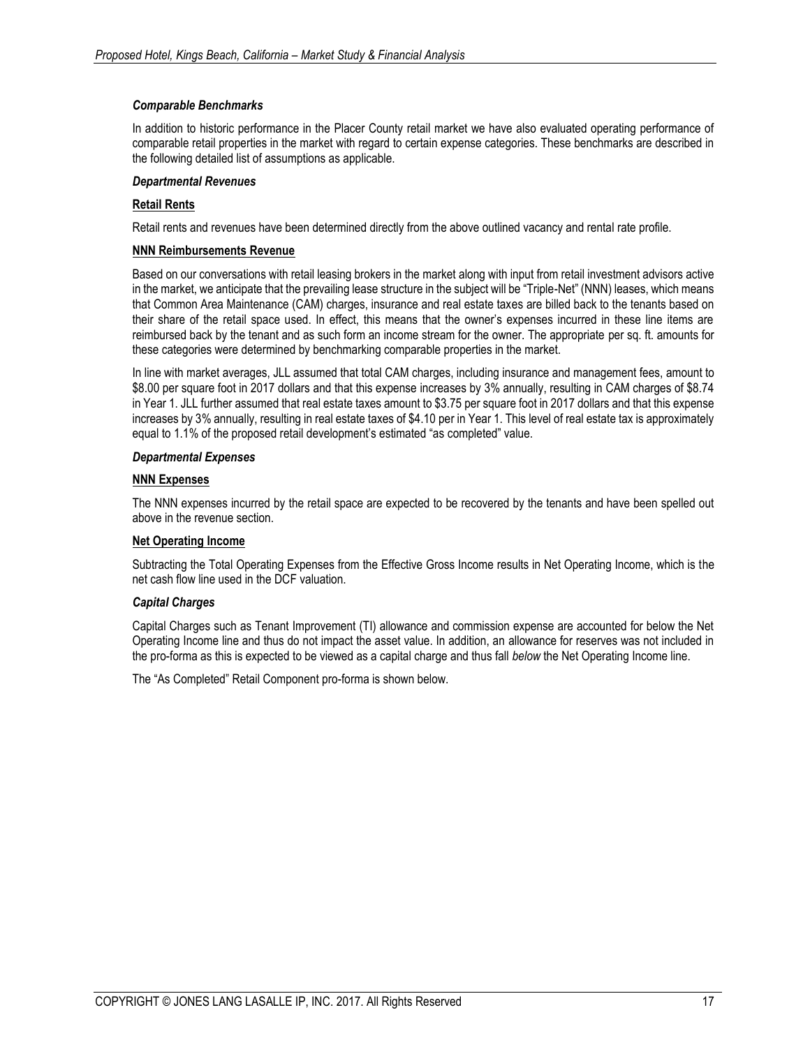***Comparable Benchmarks***

In addition to historic performance in the Placer County retail market we have also evaluated operating performance of comparable retail properties in the market with regard to certain expense categories. These benchmarks are described in the following detailed list of assumptions as applicable.

***Departmental Revenues***

**Retail Rents**

Retail rents and revenues have been determined directly from the above outlined vacancy and rental rate profile.

**NNN Reimbursements Revenue**

Based on our conversations with retail leasing brokers in the market along with input from retail investment advisors active in the market, we anticipate that the prevailing lease structure in the subject will be "Triple-Net" (NNN) leases, which means that Common Area Maintenance (CAM) charges, insurance and real estate taxes are billed back to the tenants based on their share of the retail space used. In effect, this means that the owner's expenses incurred in these line items are reimbursed back by the tenant and as such form an income stream for the owner. The appropriate per sq. ft. amounts for these categories were determined by benchmarking comparable properties in the market.

In line with market averages, JLL assumed that total CAM charges, including insurance and management fees, amount to $8.00 per square foot in 2017 dollars and that this expense increases by 3% annually, resulting in CAM charges of $8.74 in Year 1. JLL further assumed that real estate taxes amount to $3.75 per square foot in 2017 dollars and that this expense increases by 3% annually, resulting in real estate taxes of $4.10 per in Year 1. This level of real estate tax is approximately equal to 1.1% of the proposed retail development's estimated "as completed" value.

***Departmental Expenses***

**NNN Expenses**

The NNN expenses incurred by the retail space are expected to be recovered by the tenants and have been spelled out above in the revenue section.

**Net Operating Income**

Subtracting the Total Operating Expenses from the Effective Gross Income results in Net Operating Income, which is the net cash flow line used in the DCF valuation.

***Capital Charges***

Capital Charges such as Tenant Improvement (TI) allowance and commission expense are accounted for below the Net Operating Income line and thus do not impact the asset value. In addition, an allowance for reserves was not included in the pro-forma as this is expected to be viewed as a capital charge and thus fall *below* the Net Operating Income line.

The "As Completed" Retail Component pro-forma is shown below.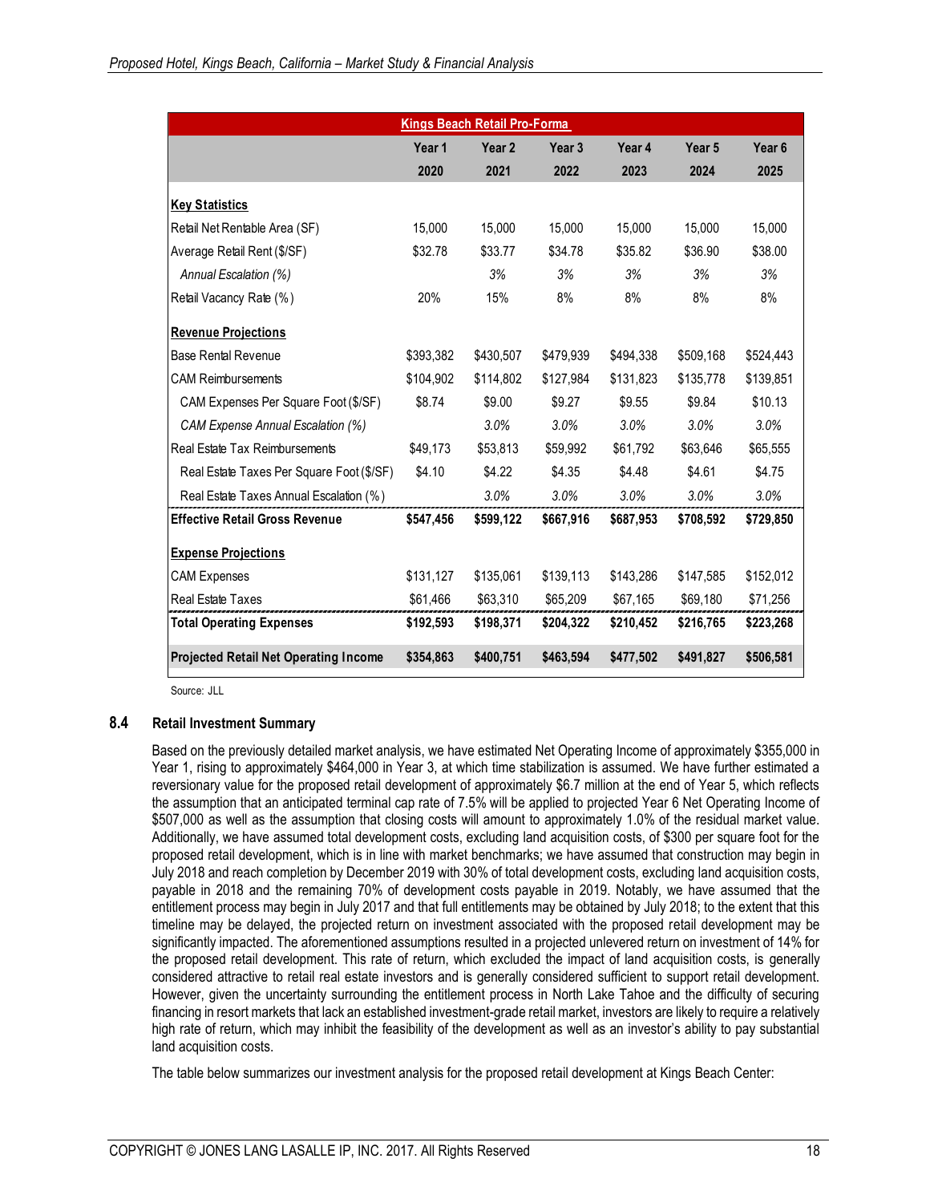| Kings Beach Retail Pro-Forma | | | | | | |
|---|---|---|---|---|---|---|
| | Year 1 | Year 2 | Year 3 | Year 4 | Year 5 | Year 6 |
| | 2020 | 2021 | 2022 | 2023 | 2024 | 2025 |
| **Key Statistics** | | | | | | |
| Retail Net Rentable Area (SF) | 15,000 | 15,000 | 15,000 | 15,000 | 15,000 | 15,000 |
| Average Retail Rent ($/SF) | $32.78 | $33.77 | $34.78 | $35.82 | $36.90 | $38.00 |
| *Annual Escalation (%)* | | *3%* | *3%* | *3%* | *3%* | *3%* |
| Retail Vacancy Rate (%) | 20% | 15% | 8% | 8% | 8% | 8% |
| **Revenue Projections** | | | | | | |
| Base Rental Revenue | $393,382 | $430,507 | $479,939 | $494,338 | $509,168 | $524,443 |
| CAM Reimbursements | $104,902 | $114,802 | $127,984 | $131,823 | $135,778 | $139,851 |
| CAM Expenses Per Square Foot ($/SF) | $8.74 | $9.00 | $9.27 | $9.55 | $9.84 | $10.13 |
| *CAM Expense Annual Escalation (%)* | | *3.0%* | *3.0%* | *3.0%* | *3.0%* | *3.0%* |
| Real Estate Tax Reimbursements | $49,173 | $53,813 | $59,992 | $61,792 | $63,646 | $65,555 |
| Real Estate Taxes Per Square Foot ($/SF) | $4.10 | $4.22 | $4.35 | $4.48 | $4.61 | $4.75 |
| Real Estate Taxes Annual Escalation (%) | | *3.0%* | *3.0%* | *3.0%* | *3.0%* | *3.0%* |
| **Effective Retail Gross Revenue** | **$547,456** | **$599,122** | **$667,916** | **$687,953** | **$708,592** | **$729,850** |
| **Expense Projections** | | | | | | |
| CAM Expenses | $131,127 | $135,061 | $139,113 | $143,286 | $147,585 | $152,012 |
| Real Estate Taxes | $61,466 | $63,310 | $65,209 | $67,165 | $69,180 | $71,256 |
| **Total Operating Expenses** | **$192,593** | **$198,371** | **$204,322** | **$210,452** | **$216,765** | **$223,268** |
| **Projected Retail Net Operating Income** | **$354,863** | **$400,751** | **$463,594** | **$477,502** | **$491,827** | **$506,581** |

Source: JLL

### 8.4 Retail Investment Summary

Based on the previously detailed market analysis, we have estimated Net Operating Income of approximately $355,000 in Year 1, rising to approximately $464,000 in Year 3, at which time stabilization is assumed. We have further estimated a reversionary value for the proposed retail development of approximately $6.7 million at the end of Year 5, which reflects the assumption that an anticipated terminal cap rate of 7.5% will be applied to projected Year 6 Net Operating Income of $507,000 as well as the assumption that closing costs will amount to approximately 1.0% of the residual market value. Additionally, we have assumed total development costs, excluding land acquisition costs, of $300 per square foot for the proposed retail development, which is in line with market benchmarks; we have assumed that construction may begin in July 2018 and reach completion by December 2019 with 30% of total development costs, excluding land acquisition costs, payable in 2018 and the remaining 70% of development costs payable in 2019. Notably, we have assumed that the entitlement process may begin in July 2017 and that full entitlements may be obtained by July 2018; to the extent that this timeline may be delayed, the projected return on investment associated with the proposed retail development may be significantly impacted. The aforementioned assumptions resulted in a projected unlevered return on investment of 14% for the proposed retail development. This rate of return, which excluded the impact of land acquisition costs, is generally considered attractive to retail real estate investors and is generally considered sufficient to support retail development. However, given the uncertainty surrounding the entitlement process in North Lake Tahoe and the difficulty of securing financing in resort markets that lack an established investment-grade retail market, investors are likely to require a relatively high rate of return, which may inhibit the feasibility of the development as well as an investor's ability to pay substantial land acquisition costs.

The table below summarizes our investment analysis for the proposed retail development at Kings Beach Center: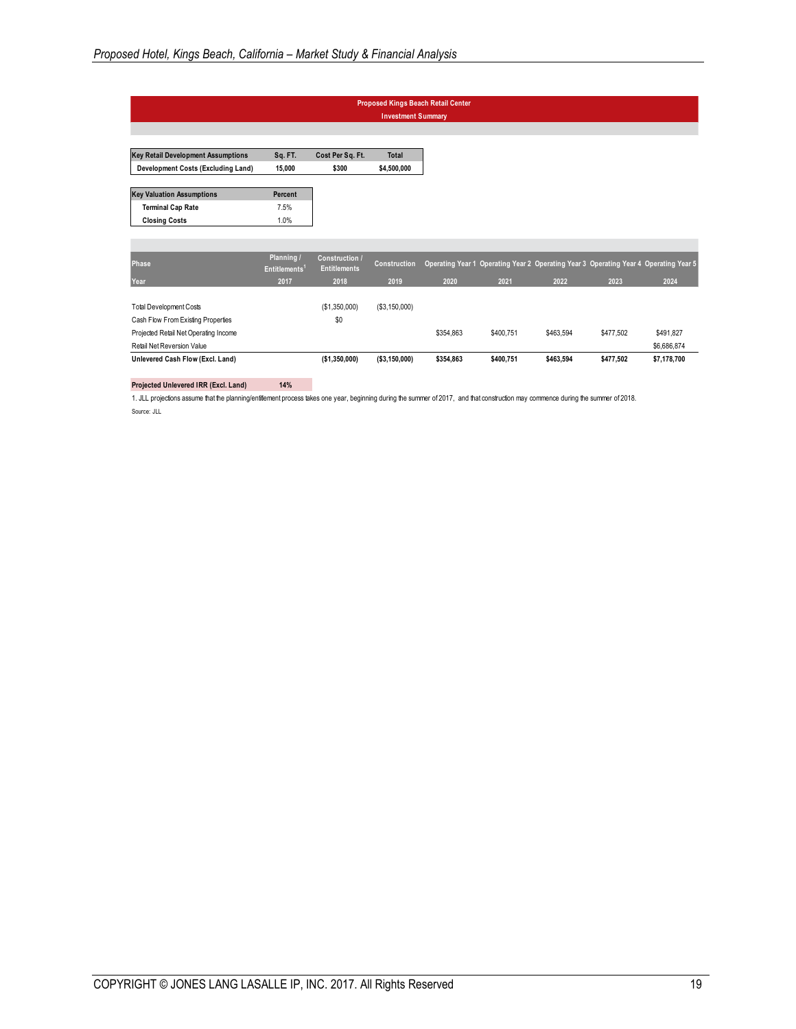## Proposed Kings Beach Retail Center

### Investment Summary

| Key Retail Development Assumptions | Sq. FT. | Cost Per Sq. Ft. | Total |
|---|---|---|---|
| Development Costs (Excluding Land) | 15,000 | $300 | $4,500,000 |

| Key Valuation Assumptions | Percent |
|---|---|
| Terminal Cap Rate | 7.5% |
| Closing Costs | 1.0% |

| Phase | Planning / Entitlements[1] | Construction / Entitlements | Construction | Operating Year 1 | Operating Year 2 | Operating Year 3 | Operating Year 4 | Operating Year 5 |
|---|---|---|---|---|---|---|---|---|
| Year | 2017 | 2018 | 2019 | 2020 | 2021 | 2022 | 2023 | 2024 |
| Total Development Costs | | ($1,350,000) | ($3,150,000) | | | | | |
| Cash Flow From Existing Properties | | $0 | | | | | | |
| Projected Retail Net Operating Income | | | | $354,863 | $400,751 | $463,594 | $477,502 | $491,827 |
| Retail Net Reversion Value | | | | | | | | $6,686,874 |
| **Unlevered Cash Flow (Excl. Land)** | | **($1,350,000)** | **($3,150,000)** | **$354,863** | **$400,751** | **$463,594** | **$477,502** | **$7,178,700** |

| Projected Unlevered IRR (Excl. Land) | 14% |
|---|---|

1. JLL projections assume that the planning/entitlement process takes one year, beginning during the summer of 2017, and that construction may commence during the summer of 2018.

Source: JLL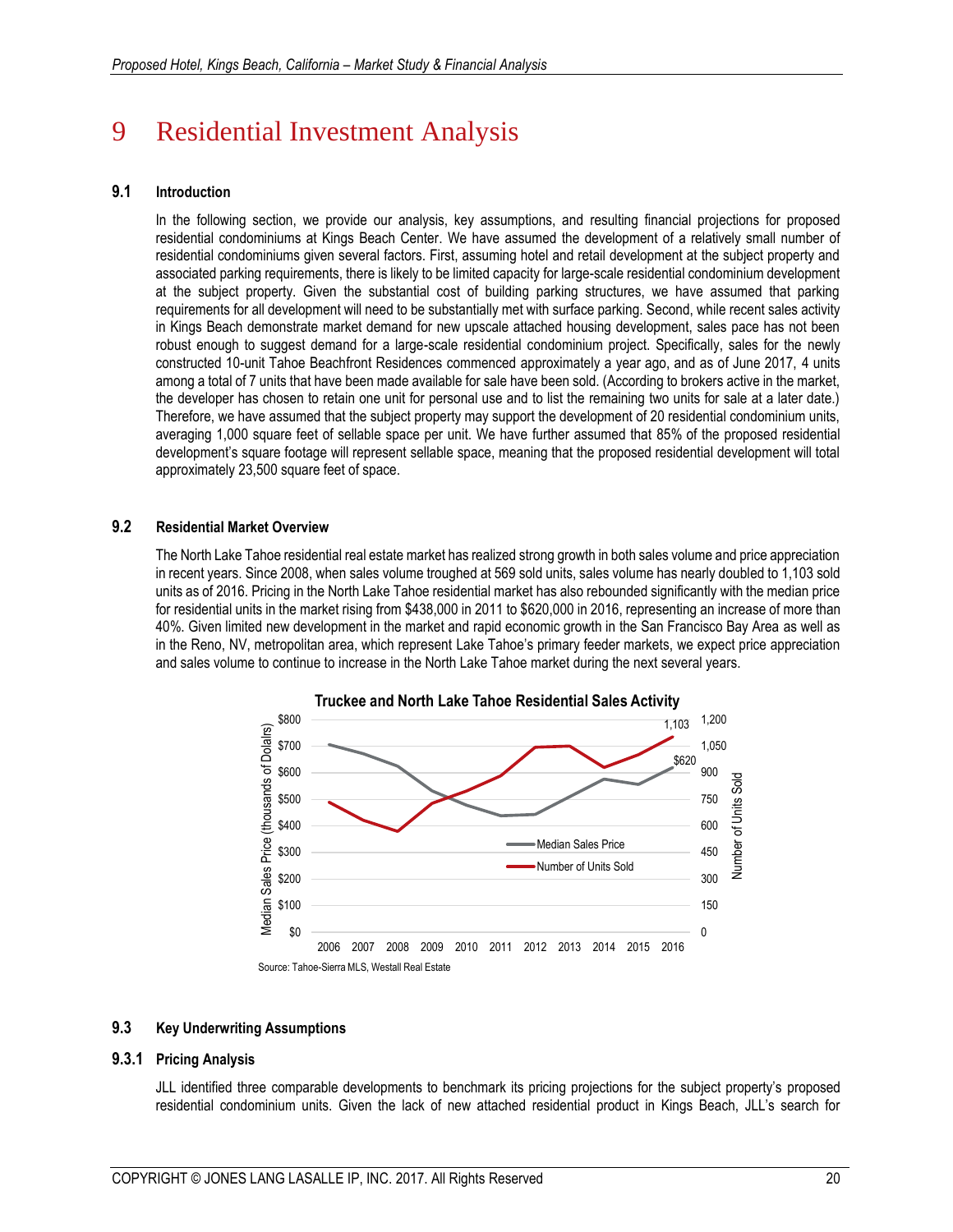# 9 Residential Investment Analysis

### 9.1 Introduction

In the following section, we provide our analysis, key assumptions, and resulting financial projections for proposed residential condominiums at Kings Beach Center. We have assumed the development of a relatively small number of residential condominiums given several factors. First, assuming hotel and retail development at the subject property and associated parking requirements, there is likely to be limited capacity for large-scale residential condominium development at the subject property. Given the substantial cost of building parking structures, we have assumed that parking requirements for all development will need to be substantially met with surface parking. Second, while recent sales activity in Kings Beach demonstrate market demand for new upscale attached housing development, sales pace has not been robust enough to suggest demand for a large-scale residential condominium project. Specifically, sales for the newly constructed 10-unit Tahoe Beachfront Residences commenced approximately a year ago, and as of June 2017, 4 units among a total of 7 units that have been made available for sale have been sold. (According to brokers active in the market, the developer has chosen to retain one unit for personal use and to list the remaining two units for sale at a later date.) Therefore, we have assumed that the subject property may support the development of 20 residential condominium units, averaging 1,000 square feet of sellable space per unit. We have further assumed that 85% of the proposed residential development's square footage will represent sellable space, meaning that the proposed residential development will total approximately 23,500 square feet of space.

### 9.2 Residential Market Overview

The North Lake Tahoe residential real estate market has realized strong growth in both sales volume and price appreciation in recent years. Since 2008, when sales volume troughed at 569 sold units, sales volume has nearly doubled to 1,103 sold units as of 2016. Pricing in the North Lake Tahoe residential market has also rebounded significantly with the median price for residential units in the market rising from $438,000 in 2011 to $620,000 in 2016, representing an increase of more than 40%. Given limited new development in the market and rapid economic growth in the San Francisco Bay Area as well as in the Reno, NV, metropolitan area, which represent Lake Tahoe's primary feeder markets, we expect price appreciation and sales volume to continue to increase in the North Lake Tahoe market during the next several years.

**Truckee and North Lake Tahoe Residential Sales Activity**

Source: Tahoe-Sierra MLS, Westall Real Estate

### 9.3 Key Underwriting Assumptions

#### 9.3.1 Pricing Analysis

JLL identified three comparable developments to benchmark its pricing projections for the subject property's proposed residential condominium units. Given the lack of new attached residential product in Kings Beach, JLL's search for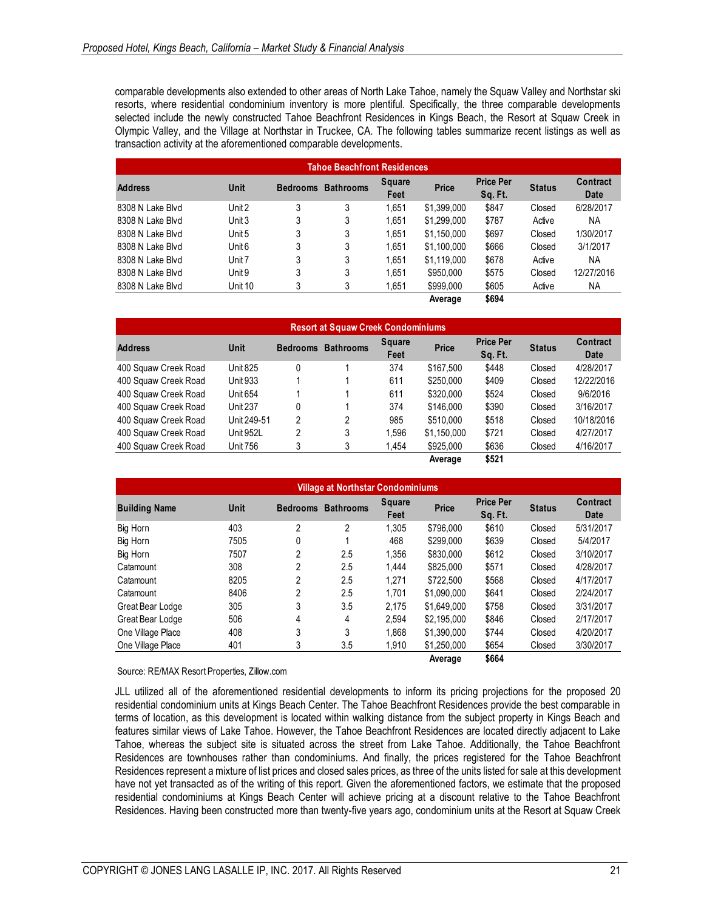comparable developments also extended to other areas of North Lake Tahoe, namely the Squaw Valley and Northstar ski resorts, where residential condominium inventory is more plentiful. Specifically, the three comparable developments selected include the newly constructed Tahoe Beachfront Residences in Kings Beach, the Resort at Squaw Creek in Olympic Valley, and the Village at Northstar in Truckee, CA. The following tables summarize recent listings as well as transaction activity at the aforementioned comparable developments.

| Tahoe Beachfront Residences | | | | | | | | |
|---|---|---|---|---|---|---|---|---|
| Address | Unit | Bedrooms | Bathrooms | Square Feet | Price | Price Per Sq. Ft. | Status | Contract Date |
| 8308 N Lake Blvd | Unit 2 | 3 | 3 | 1,651 | $1,399,000 | $847 | Closed | 6/28/2017 |
| 8308 N Lake Blvd | Unit 3 | 3 | 3 | 1,651 | $1,299,000 | $787 | Active | NA |
| 8308 N Lake Blvd | Unit 5 | 3 | 3 | 1,651 | $1,150,000 | $697 | Closed | 1/30/2017 |
| 8308 N Lake Blvd | Unit 6 | 3 | 3 | 1,651 | $1,100,000 | $666 | Closed | 3/1/2017 |
| 8308 N Lake Blvd | Unit 7 | 3 | 3 | 1,651 | $1,119,000 | $678 | Active | NA |
| 8308 N Lake Blvd | Unit 9 | 3 | 3 | 1,651 | $950,000 | $575 | Closed | 12/27/2016 |
| 8308 N Lake Blvd | Unit 10 | 3 | 3 | 1,651 | $999,000 | $605 | Active | NA |
| | | | | | **Average** | **$694** | | |

| Resort at Squaw Creek Condominiums | | | | | | | | |
|---|---|---|---|---|---|---|---|---|
| Address | Unit | Bedrooms | Bathrooms | Square Feet | Price | Price Per Sq. Ft. | Status | Contract Date |
| 400 Squaw Creek Road | Unit 825 | 0 | 1 | 374 | $167,500 | $448 | Closed | 4/28/2017 |
| 400 Squaw Creek Road | Unit 933 | 1 | 1 | 611 | $250,000 | $409 | Closed | 12/22/2016 |
| 400 Squaw Creek Road | Unit 654 | 1 | 1 | 611 | $320,000 | $524 | Closed | 9/6/2016 |
| 400 Squaw Creek Road | Unit 237 | 0 | 1 | 374 | $146,000 | $390 | Closed | 3/16/2017 |
| 400 Squaw Creek Road | Unit 249-51 | 2 | 2 | 985 | $510,000 | $518 | Closed | 10/18/2016 |
| 400 Squaw Creek Road | Unit 952L | 2 | 3 | 1,596 | $1,150,000 | $721 | Closed | 4/27/2017 |
| 400 Squaw Creek Road | Unit 756 | 3 | 3 | 1,454 | $925,000 | $636 | Closed | 4/16/2017 |
| | | | | | **Average** | **$521** | | |

| Village at Northstar Condominiums | | | | | | | | |
|---|---|---|---|---|---|---|---|---|
| Building Name | Unit | Bedrooms | Bathrooms | Square Feet | Price | Price Per Sq. Ft. | Status | Contract Date |
| Big Horn | 403 | 2 | 2 | 1,305 | $796,000 | $610 | Closed | 5/31/2017 |
| Big Horn | 7505 | 0 | 1 | 468 | $299,000 | $639 | Closed | 5/4/2017 |
| Big Horn | 7507 | 2 | 2.5 | 1,356 | $830,000 | $612 | Closed | 3/10/2017 |
| Catamount | 308 | 2 | 2.5 | 1,444 | $825,000 | $571 | Closed | 4/28/2017 |
| Catamount | 8205 | 2 | 2.5 | 1,271 | $722,500 | $568 | Closed | 4/17/2017 |
| Catamount | 8406 | 2 | 2.5 | 1,701 | $1,090,000 | $641 | Closed | 2/24/2017 |
| Great Bear Lodge | 305 | 3 | 3.5 | 2,175 | $1,649,000 | $758 | Closed | 3/31/2017 |
| Great Bear Lodge | 506 | 4 | 4 | 2,594 | $2,195,000 | $846 | Closed | 2/17/2017 |
| One Village Place | 408 | 3 | 3 | 1,868 | $1,390,000 | $744 | Closed | 4/20/2017 |
| One Village Place | 401 | 3 | 3.5 | 1,910 | $1,250,000 | $654 | Closed | 3/30/2017 |
| | | | | | **Average** | **$664** | | |

Source: RE/MAX Resort Properties, Zillow.com

JLL utilized all of the aforementioned residential developments to inform its pricing projections for the proposed 20 residential condominium units at Kings Beach Center. The Tahoe Beachfront Residences provide the best comparable in terms of location, as this development is located within walking distance from the subject property in Kings Beach and features similar views of Lake Tahoe. However, the Tahoe Beachfront Residences are located directly adjacent to Lake Tahoe, whereas the subject site is situated across the street from Lake Tahoe. Additionally, the Tahoe Beachfront Residences are townhouses rather than condominiums. And finally, the prices registered for the Tahoe Beachfront Residences represent a mixture of list prices and closed sales prices, as three of the units listed for sale at this development have not yet transacted as of the writing of this report. Given the aforementioned factors, we estimate that the proposed residential condominiums at Kings Beach Center will achieve pricing at a discount relative to the Tahoe Beachfront Residences. Having been constructed more than twenty-five years ago, condominium units at the Resort at Squaw Creek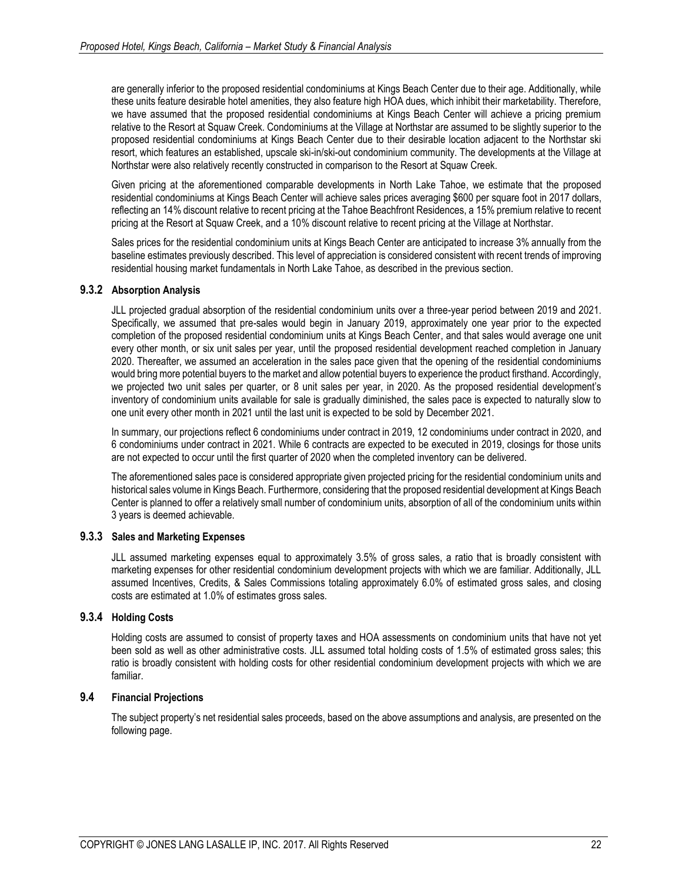are generally inferior to the proposed residential condominiums at Kings Beach Center due to their age. Additionally, while these units feature desirable hotel amenities, they also feature high HOA dues, which inhibit their marketability. Therefore, we have assumed that the proposed residential condominiums at Kings Beach Center will achieve a pricing premium relative to the Resort at Squaw Creek. Condominiums at the Village at Northstar are assumed to be slightly superior to the proposed residential condominiums at Kings Beach Center due to their desirable location adjacent to the Northstar ski resort, which features an established, upscale ski-in/ski-out condominium community. The developments at the Village at Northstar were also relatively recently constructed in comparison to the Resort at Squaw Creek.

Given pricing at the aforementioned comparable developments in North Lake Tahoe, we estimate that the proposed residential condominiums at Kings Beach Center will achieve sales prices averaging $600 per square foot in 2017 dollars, reflecting an 14% discount relative to recent pricing at the Tahoe Beachfront Residences, a 15% premium relative to recent pricing at the Resort at Squaw Creek, and a 10% discount relative to recent pricing at the Village at Northstar.

Sales prices for the residential condominium units at Kings Beach Center are anticipated to increase 3% annually from the baseline estimates previously described. This level of appreciation is considered consistent with recent trends of improving residential housing market fundamentals in North Lake Tahoe, as described in the previous section.

### 9.3.2 Absorption Analysis

JLL projected gradual absorption of the residential condominium units over a three-year period between 2019 and 2021. Specifically, we assumed that pre-sales would begin in January 2019, approximately one year prior to the expected completion of the proposed residential condominium units at Kings Beach Center, and that sales would average one unit every other month, or six unit sales per year, until the proposed residential development reached completion in January 2020. Thereafter, we assumed an acceleration in the sales pace given that the opening of the residential condominiums would bring more potential buyers to the market and allow potential buyers to experience the product firsthand. Accordingly, we projected two unit sales per quarter, or 8 unit sales per year, in 2020. As the proposed residential development's inventory of condominium units available for sale is gradually diminished, the sales pace is expected to naturally slow to one unit every other month in 2021 until the last unit is expected to be sold by December 2021.

In summary, our projections reflect 6 condominiums under contract in 2019, 12 condominiums under contract in 2020, and 6 condominiums under contract in 2021. While 6 contracts are expected to be executed in 2019, closings for those units are not expected to occur until the first quarter of 2020 when the completed inventory can be delivered.

The aforementioned sales pace is considered appropriate given projected pricing for the residential condominium units and historical sales volume in Kings Beach. Furthermore, considering that the proposed residential development at Kings Beach Center is planned to offer a relatively small number of condominium units, absorption of all of the condominium units within 3 years is deemed achievable.

### 9.3.3 Sales and Marketing Expenses

JLL assumed marketing expenses equal to approximately 3.5% of gross sales, a ratio that is broadly consistent with marketing expenses for other residential condominium development projects with which we are familiar. Additionally, JLL assumed Incentives, Credits, & Sales Commissions totaling approximately 6.0% of estimated gross sales, and closing costs are estimated at 1.0% of estimates gross sales.

### 9.3.4 Holding Costs

Holding costs are assumed to consist of property taxes and HOA assessments on condominium units that have not yet been sold as well as other administrative costs. JLL assumed total holding costs of 1.5% of estimated gross sales; this ratio is broadly consistent with holding costs for other residential condominium development projects with which we are familiar.

## 9.4 Financial Projections

The subject property's net residential sales proceeds, based on the above assumptions and analysis, are presented on the following page.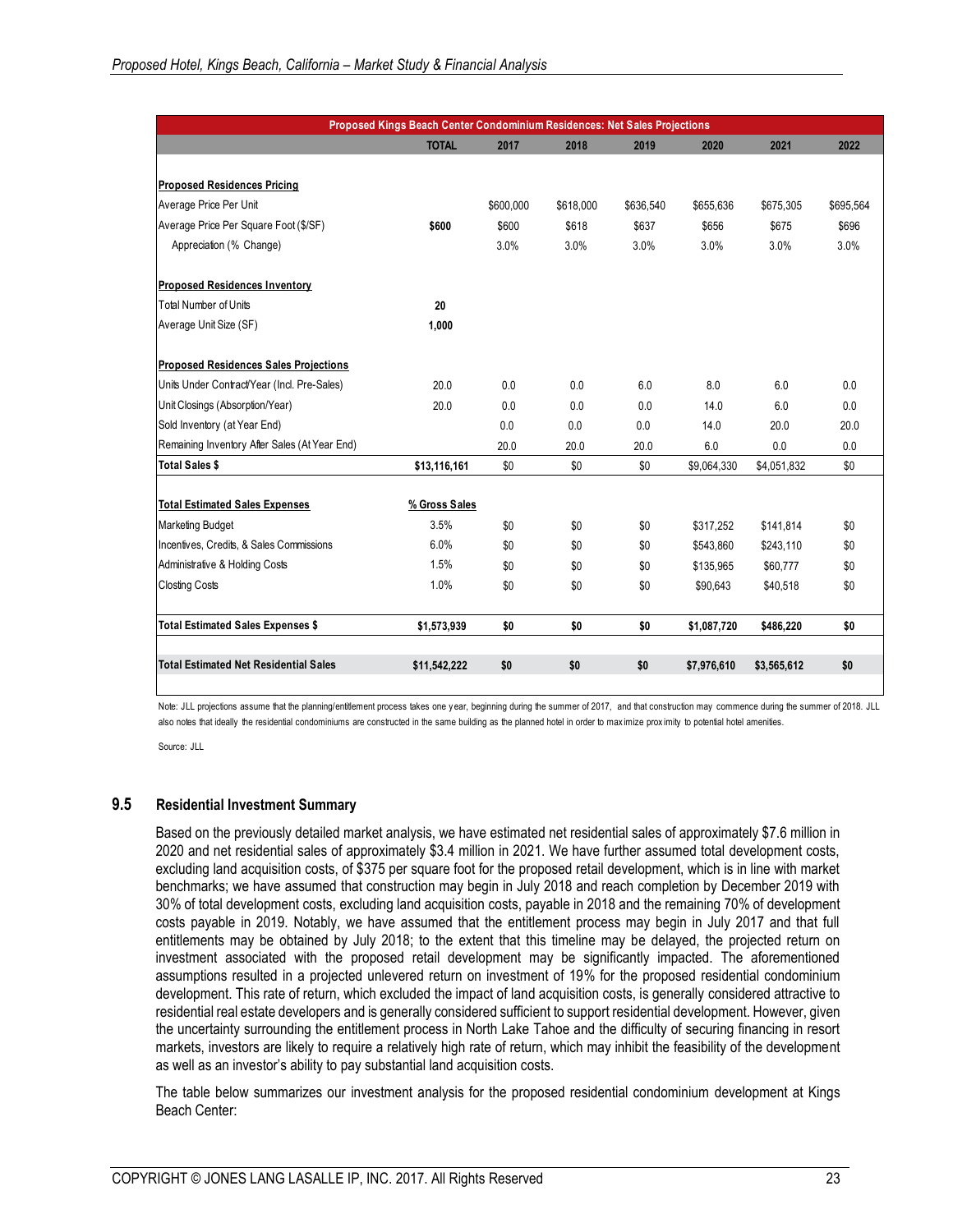| Proposed Kings Beach Center Condominium Residences: Net Sales Projections | | | | | | | |
|---|---|---|---|---|---|---|---|
| | **TOTAL** | **2017** | **2018** | **2019** | **2020** | **2021** | **2022** |
| **Proposed Residences Pricing** | | | | | | | |
| Average Price Per Unit | | $600,000 | $618,000 | $636,540 | $655,636 | $675,305 | $695,564 |
| Average Price Per Square Foot ($/SF) | **$600** | $600 | $618 | $637 | $656 | $675 | $696 |
| Appreciation (% Change) | | 3.0% | 3.0% | 3.0% | 3.0% | 3.0% | 3.0% |
| **Proposed Residences Inventory** | | | | | | | |
| Total Number of Units | **20** | | | | | | |
| Average Unit Size (SF) | **1,000** | | | | | | |
| **Proposed Residences Sales Projections** | | | | | | | |
| Units Under Contract/Year (Incl. Pre-Sales) | 20.0 | 0.0 | 0.0 | 6.0 | 8.0 | 6.0 | 0.0 |
| Unit Closings (Absorption/Year) | 20.0 | 0.0 | 0.0 | 0.0 | 14.0 | 6.0 | 0.0 |
| Sold Inventory (at Year End) | | 0.0 | 0.0 | 0.0 | 14.0 | 20.0 | 20.0 |
| Remaining Inventory After Sales (At Year End) | | 20.0 | 20.0 | 20.0 | 6.0 | 0.0 | 0.0 |
| **Total Sales $** | **$13,116,161** | $0 | $0 | $0 | $9,064,330 | $4,051,832 | $0 |
| **Total Estimated Sales Expenses** | **% Gross Sales** | | | | | | |
| Marketing Budget | 3.5% | $0 | $0 | $0 | $317,252 | $141,814 | $0 |
| Incentives, Credits, & Sales Commissions | 6.0% | $0 | $0 | $0 | $543,860 | $243,110 | $0 |
| Administrative & Holding Costs | 1.5% | $0 | $0 | $0 | $135,965 | $60,777 | $0 |
| Closing Costs | 1.0% | $0 | $0 | $0 | $90,643 | $40,518 | $0 |
| **Total Estimated Sales Expenses $** | **$1,573,939** | **$0** | **$0** | **$0** | **$1,087,720** | **$486,220** | **$0** |
| **Total Estimated Net Residential Sales** | **$11,542,222** | **$0** | **$0** | **$0** | **$7,976,610** | **$3,565,612** | **$0** |

Note: JLL projections assume that the planning/entitlement process takes one year, beginning during the summer of 2017, and that construction may commence during the summer of 2018. JLL also notes that ideally the residential condominiums are constructed in the same building as the planned hotel in order to maximize proximity to potential hotel amenities.

Source: JLL

## 9.5 Residential Investment Summary

Based on the previously detailed market analysis, we have estimated net residential sales of approximately $7.6 million in 2020 and net residential sales of approximately $3.4 million in 2021. We have further assumed total development costs, excluding land acquisition costs, of $375 per square foot for the proposed retail development, which is in line with market benchmarks; we have assumed that construction may begin in July 2018 and reach completion by December 2019 with 30% of total development costs, excluding land acquisition costs, payable in 2018 and the remaining 70% of development costs payable in 2019. Notably, we have assumed that the entitlement process may begin in July 2017 and that full entitlements may be obtained by July 2018; to the extent that this timeline may be delayed, the projected return on investment associated with the proposed retail development may be significantly impacted. The aforementioned assumptions resulted in a projected unlevered return on investment of 19% for the proposed residential condominium development. This rate of return, which excluded the impact of land acquisition costs, is generally considered attractive to residential real estate developers and is generally considered sufficient to support residential development. However, given the uncertainty surrounding the entitlement process in North Lake Tahoe and the difficulty of securing financing in resort markets, investors are likely to require a relatively high rate of return, which may inhibit the feasibility of the development as well as an investor's ability to pay substantial land acquisition costs.

The table below summarizes our investment analysis for the proposed residential condominium development at Kings Beach Center: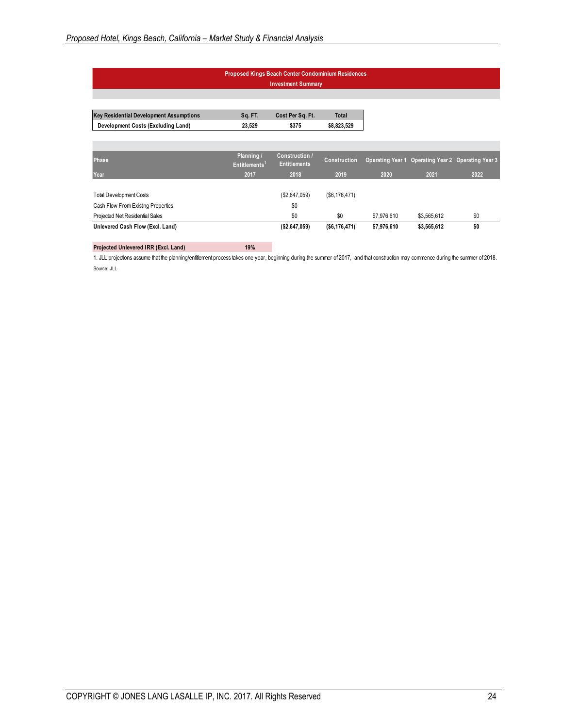## Proposed Kings Beach Center Condominium Residences

### Investment Summary

| Key Residential Development Assumptions | Sq. FT. | Cost Per Sq. Ft. | Total |
|---|---|---|---|
| Development Costs (Excluding Land) | 23,529 | $375 | $8,823,529 |

| Phase | Planning / Entitlements[1] | Construction / Entitlements | Construction | Operating Year 1 | Operating Year 2 | Operating Year 3 |
|---|---|---|---|---|---|---|
| Year | 2017 | 2018 | 2019 | 2020 | 2021 | 2022 |
| Total Development Costs | | ($2,647,059) | ($6,176,471) | | | |
| Cash Flow From Existing Properties | | $0 | | | | |
| Projected Net Residential Sales | | $0 | $0 | $7,976,610 | $3,565,612 | $0 |
| **Unlevered Cash Flow (Excl. Land)** | | **($2,647,059)** | **($6,176,471)** | **$7,976,610** | **$3,565,612** | **$0** |

| Projected Unlevered IRR (Excl. Land) | 19% |
|---|---|

1. JLL projections assume that the planning/entitlement process takes one year, beginning during the summer of 2017, and that construction may commence during the summer of 2018.

Source: JLL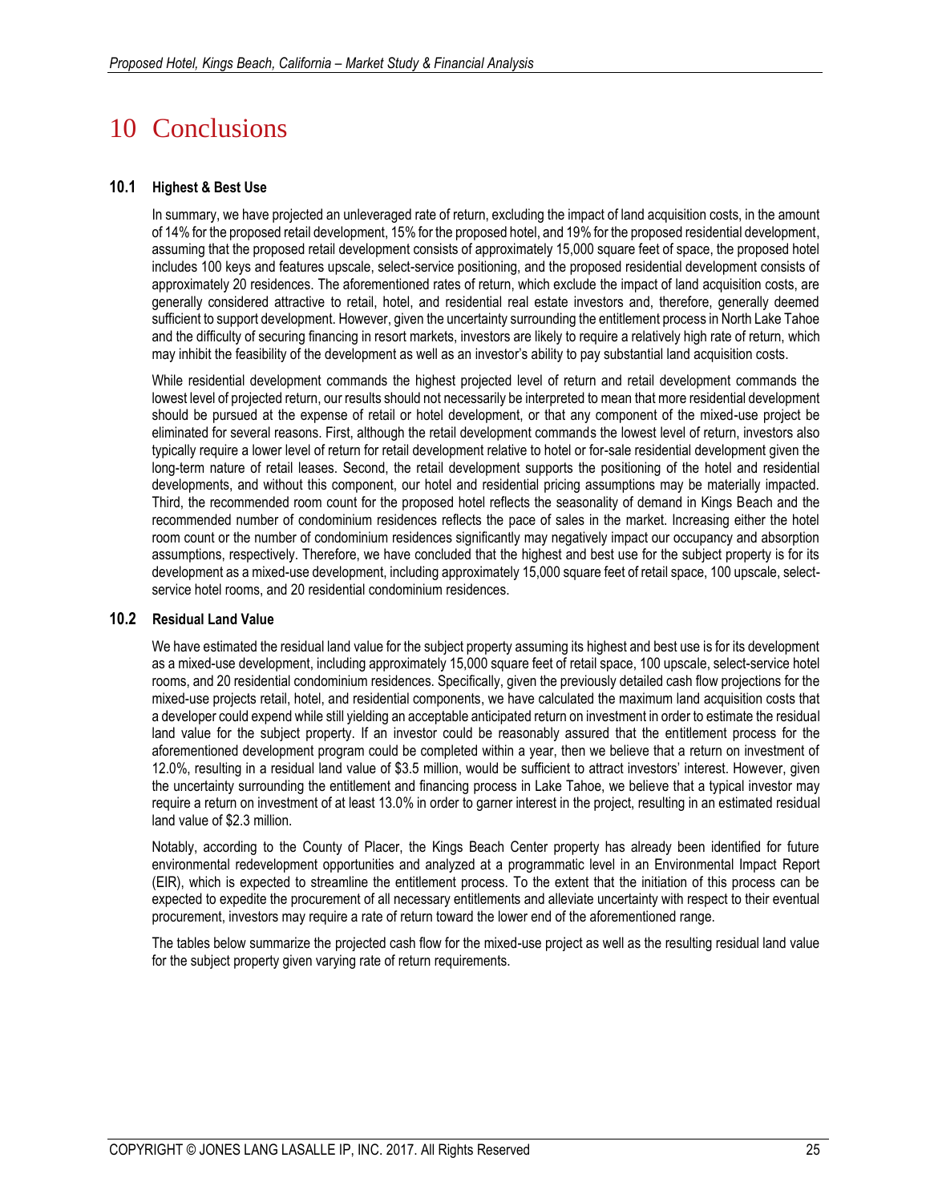# 10 Conclusions

## 10.1 Highest & Best Use

In summary, we have projected an unleveraged rate of return, excluding the impact of land acquisition costs, in the amount of 14% for the proposed retail development, 15% for the proposed hotel, and 19% for the proposed residential development, assuming that the proposed retail development consists of approximately 15,000 square feet of space, the proposed hotel includes 100 keys and features upscale, select-service positioning, and the proposed residential development consists of approximately 20 residences. The aforementioned rates of return, which exclude the impact of land acquisition costs, are generally considered attractive to retail, hotel, and residential real estate investors and, therefore, generally deemed sufficient to support development. However, given the uncertainty surrounding the entitlement process in North Lake Tahoe and the difficulty of securing financing in resort markets, investors are likely to require a relatively high rate of return, which may inhibit the feasibility of the development as well as an investor's ability to pay substantial land acquisition costs.

While residential development commands the highest projected level of return and retail development commands the lowest level of projected return, our results should not necessarily be interpreted to mean that more residential development should be pursued at the expense of retail or hotel development, or that any component of the mixed-use project be eliminated for several reasons. First, although the retail development commands the lowest level of return, investors also typically require a lower level of return for retail development relative to hotel or for-sale residential development given the long-term nature of retail leases. Second, the retail development supports the positioning of the hotel and residential developments, and without this component, our hotel and residential pricing assumptions may be materially impacted. Third, the recommended room count for the proposed hotel reflects the seasonality of demand in Kings Beach and the recommended number of condominium residences reflects the pace of sales in the market. Increasing either the hotel room count or the number of condominium residences significantly may negatively impact our occupancy and absorption assumptions, respectively. Therefore, we have concluded that the highest and best use for the subject property is for its development as a mixed-use development, including approximately 15,000 square feet of retail space, 100 upscale, select-service hotel rooms, and 20 residential condominium residences.

## 10.2 Residual Land Value

We have estimated the residual land value for the subject property assuming its highest and best use is for its development as a mixed-use development, including approximately 15,000 square feet of retail space, 100 upscale, select-service hotel rooms, and 20 residential condominium residences. Specifically, given the previously detailed cash flow projections for the mixed-use projects retail, hotel, and residential components, we have calculated the maximum land acquisition costs that a developer could expend while still yielding an acceptable anticipated return on investment in order to estimate the residual land value for the subject property. If an investor could be reasonably assured that the entitlement process for the aforementioned development program could be completed within a year, then we believe that a return on investment of 12.0%, resulting in a residual land value of $3.5 million, would be sufficient to attract investors' interest. However, given the uncertainty surrounding the entitlement and financing process in Lake Tahoe, we believe that a typical investor may require a return on investment of at least 13.0% in order to garner interest in the project, resulting in an estimated residual land value of $2.3 million.

Notably, according to the County of Placer, the Kings Beach Center property has already been identified for future environmental redevelopment opportunities and analyzed at a programmatic level in an Environmental Impact Report (EIR), which is expected to streamline the entitlement process. To the extent that the initiation of this process can be expected to expedite the procurement of all necessary entitlements and alleviate uncertainty with respect to their eventual procurement, investors may require a rate of return toward the lower end of the aforementioned range.

The tables below summarize the projected cash flow for the mixed-use project as well as the resulting residual land value for the subject property given varying rate of return requirements.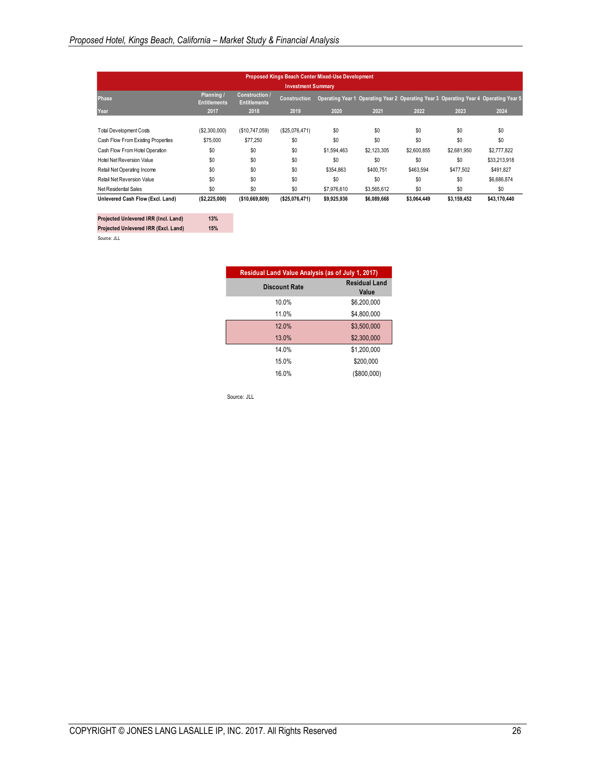**Proposed Kings Beach Center Mixed-Use Development**
**Investment Summary**

| Phase | Planning / Entitlements | Construction / Entitlements | Construction | Operating Year 1 | Operating Year 2 | Operating Year 3 | Operating Year 4 | Operating Year 5 |
|---|---|---|---|---|---|---|---|---|
| Year | 2017 | 2018 | 2019 | 2020 | 2021 | 2022 | 2023 | 2024 |
| Total Development Costs | ($2,300,000) | ($10,747,059) | ($25,076,471) | $0 | $0 | $0 | $0 | $0 |
| Cash Flow From Existing Properties | $75,000 | $77,250 | $0 | $0 | $0 | $0 | $0 | $0 |
| Cash Flow From Hotel Operation | $0 | $0 | $0 | $1,594,463 | $2,123,305 | $2,600,855 | $2,681,950 | $2,777,822 |
| Hotel Net Reversion Value | $0 | $0 | $0 | $0 | $0 | $0 | $0 | $33,213,918 |
| Retail Net Operating Income | $0 | $0 | $0 | $354,863 | $400,751 | $463,594 | $477,502 | $491,827 |
| Retail Net Reversion Value | $0 | $0 | $0 | $0 | $0 | $0 | $0 | $6,686,874 |
| Net Residential Sales | $0 | $0 | $0 | $7,976,610 | $3,565,612 | $0 | $0 | $0 |
| **Unlevered Cash Flow (Excl. Land)** | **($2,225,000)** | **($10,669,809)** | **($25,076,471)** | **$9,925,936** | **$6,089,668** | **$3,064,449** | **$3,159,452** | **$43,170,440** |

| | |
|---|---|
| **Projected Unlevered IRR (Incl. Land)** | **13%** |
| **Projected Unlevered IRR (Excl. Land)** | **15%** |

Source: JLL

**Residual Land Value Analysis (as of July 1, 2017)**

| Discount Rate | Residual Land Value |
|---|---|
| 10.0% | $6,200,000 |
| 11.0% | $4,800,000 |
| 12.0% | $3,500,000 |
| 13.0% | $2,300,000 |
| 14.0% | $1,200,000 |
| 15.0% | $200,000 |
| 16.0% | ($800,000) |

Source: JLL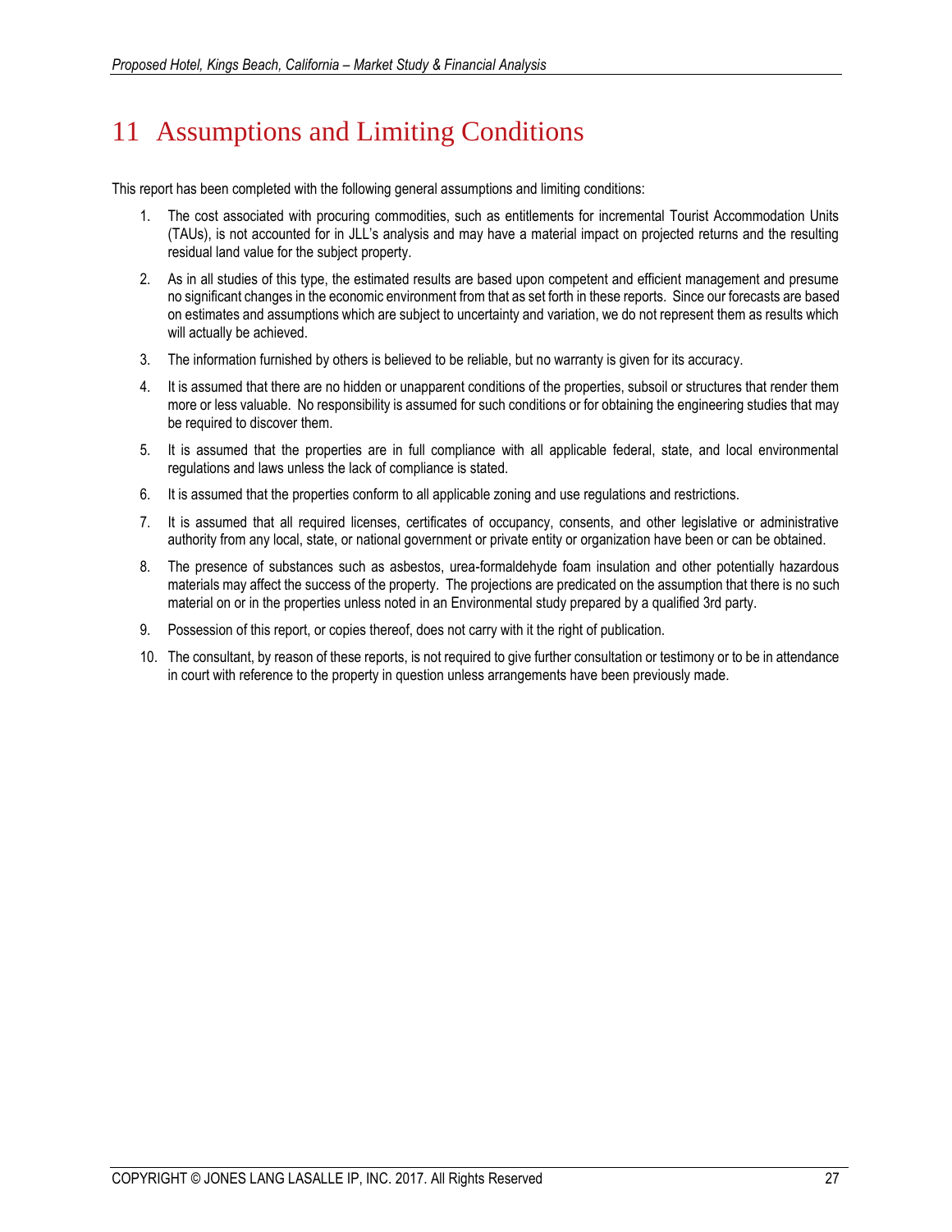# 11 Assumptions and Limiting Conditions

This report has been completed with the following general assumptions and limiting conditions:

1. The cost associated with procuring commodities, such as entitlements for incremental Tourist Accommodation Units (TAUs), is not accounted for in JLL's analysis and may have a material impact on projected returns and the resulting residual land value for the subject property.
2. As in all studies of this type, the estimated results are based upon competent and efficient management and presume no significant changes in the economic environment from that as set forth in these reports. Since our forecasts are based on estimates and assumptions which are subject to uncertainty and variation, we do not represent them as results which will actually be achieved.
3. The information furnished by others is believed to be reliable, but no warranty is given for its accuracy.
4. It is assumed that there are no hidden or unapparent conditions of the properties, subsoil or structures that render them more or less valuable. No responsibility is assumed for such conditions or for obtaining the engineering studies that may be required to discover them.
5. It is assumed that the properties are in full compliance with all applicable federal, state, and local environmental regulations and laws unless the lack of compliance is stated.
6. It is assumed that the properties conform to all applicable zoning and use regulations and restrictions.
7. It is assumed that all required licenses, certificates of occupancy, consents, and other legislative or administrative authority from any local, state, or national government or private entity or organization have been or can be obtained.
8. The presence of substances such as asbestos, urea-formaldehyde foam insulation and other potentially hazardous materials may affect the success of the property. The projections are predicated on the assumption that there is no such material on or in the properties unless noted in an Environmental study prepared by a qualified 3rd party.
9. Possession of this report, or copies thereof, does not carry with it the right of publication.
10. The consultant, by reason of these reports, is not required to give further consultation or testimony or to be in attendance in court with reference to the property in question unless arrangements have been previously made.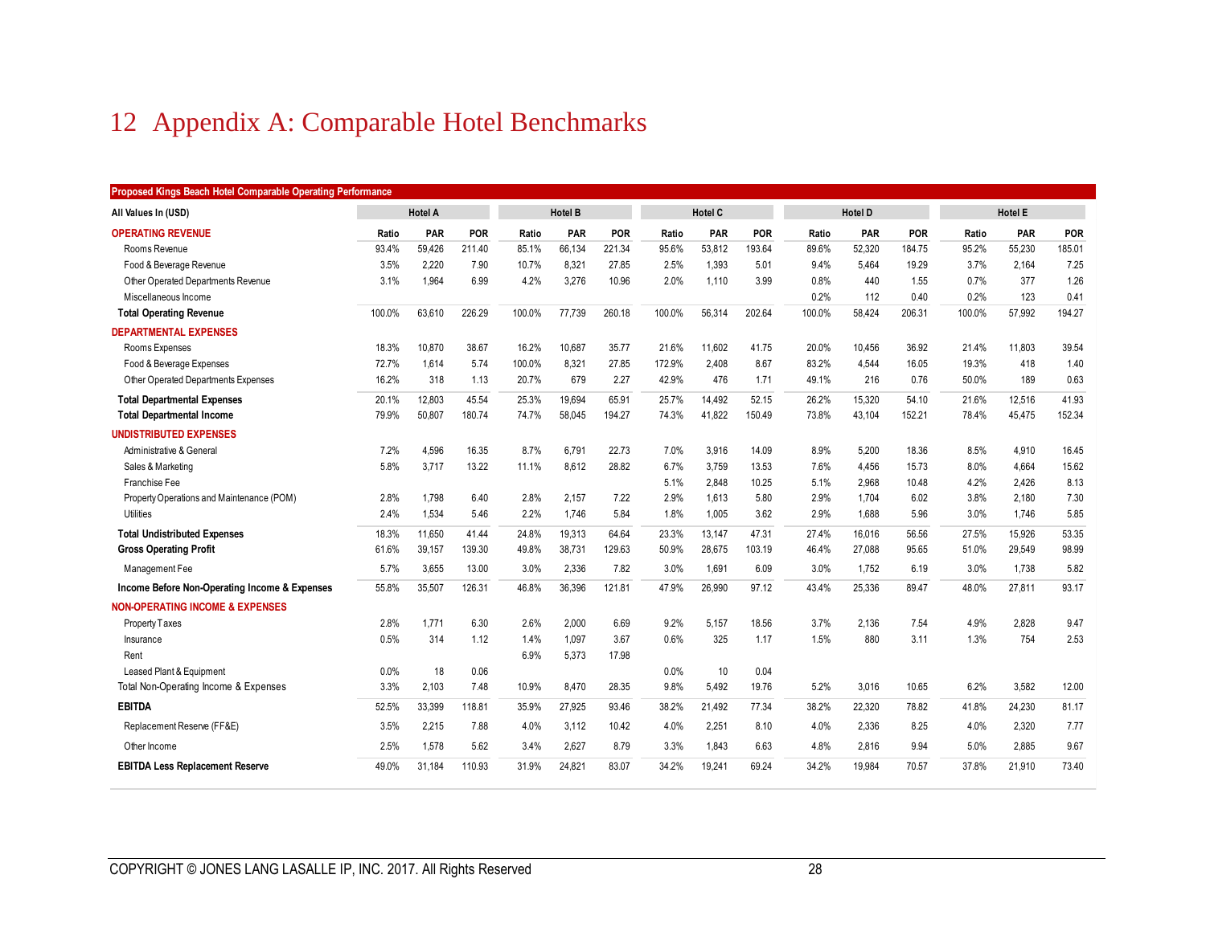# 12 Appendix A: Comparable Hotel Benchmarks

**Proposed Kings Beach Hotel Comparable Operating Performance**

| All Values In (USD) | Hotel A | | | Hotel B | | | Hotel C | | | Hotel D | | | Hotel E | | |
|---|---|---|---|---|---|---|---|---|---|---|---|---|---|---|---|
| **OPERATING REVENUE** | **Ratio** | **PAR** | **POR** | **Ratio** | **PAR** | **POR** | **Ratio** | **PAR** | **POR** | **Ratio** | **PAR** | **POR** | **Ratio** | **PAR** | **POR** |
| Rooms Revenue | 93.4% | 59,426 | 211.40 | 85.1% | 66,134 | 221.34 | 95.6% | 53,812 | 193.64 | 89.6% | 52,320 | 184.75 | 95.2% | 55,230 | 185.01 |
| Food & Beverage Revenue | 3.5% | 2,220 | 7.90 | 10.7% | 8,321 | 27.85 | 2.5% | 1,393 | 5.01 | 9.4% | 5,464 | 19.29 | 3.7% | 2,164 | 7.25 |
| Other Operated Departments Revenue | 3.1% | 1,964 | 6.99 | 4.2% | 3,276 | 10.96 | 2.0% | 1,110 | 3.99 | 0.8% | 440 | 1.55 | 0.7% | 377 | 1.26 |
| Miscellaneous Income | | | | | | | | | | 0.2% | 112 | 0.40 | 0.2% | 123 | 0.41 |
| **Total Operating Revenue** | 100.0% | 63,610 | 226.29 | 100.0% | 77,739 | 260.18 | 100.0% | 56,314 | 202.64 | 100.0% | 58,424 | 206.31 | 100.0% | 57,992 | 194.27 |
| **DEPARTMENTAL EXPENSES** | | | | | | | | | | | | | | | |
| Rooms Expenses | 18.3% | 10,870 | 38.67 | 16.2% | 10,687 | 35.77 | 21.6% | 11,602 | 41.75 | 20.0% | 10,456 | 36.92 | 21.4% | 11,803 | 39.54 |
| Food & Beverage Expenses | 72.7% | 1,614 | 5.74 | 100.0% | 8,321 | 27.85 | 172.9% | 2,408 | 8.67 | 83.2% | 4,544 | 16.05 | 19.3% | 418 | 1.40 |
| Other Operated Departments Expenses | 16.2% | 318 | 1.13 | 20.7% | 679 | 2.27 | 42.9% | 476 | 1.71 | 49.1% | 216 | 0.76 | 50.0% | 189 | 0.63 |
| **Total Departmental Expenses** | 20.1% | 12,803 | 45.54 | 25.3% | 19,694 | 65.91 | 25.7% | 14,492 | 52.15 | 26.2% | 15,320 | 54.10 | 21.6% | 12,516 | 41.93 |
| **Total Departmental Income** | 79.9% | 50,807 | 180.74 | 74.7% | 58,045 | 194.27 | 74.3% | 41,822 | 150.49 | 73.8% | 43,104 | 152.21 | 78.4% | 45,475 | 152.34 |
| **UNDISTRIBUTED EXPENSES** | | | | | | | | | | | | | | | |
| Administrative & General | 7.2% | 4,596 | 16.35 | 8.7% | 6,791 | 22.73 | 7.0% | 3,916 | 14.09 | 8.9% | 5,200 | 18.36 | 8.5% | 4,910 | 16.45 |
| Sales & Marketing | 5.8% | 3,717 | 13.22 | 11.1% | 8,612 | 28.82 | 6.7% | 3,759 | 13.53 | 7.6% | 4,456 | 15.73 | 8.0% | 4,664 | 15.62 |
| Franchise Fee | | | | | | | 5.1% | 2,848 | 10.25 | 5.1% | 2,968 | 10.48 | 4.2% | 2,426 | 8.13 |
| Property Operations and Maintenance (POM) | 2.8% | 1,798 | 6.40 | 2.8% | 2,157 | 7.22 | 2.9% | 1,613 | 5.80 | 2.9% | 1,704 | 6.02 | 3.8% | 2,180 | 7.30 |
| Utilities | 2.4% | 1,534 | 5.46 | 2.2% | 1,746 | 5.84 | 1.8% | 1,005 | 3.62 | 2.9% | 1,688 | 5.96 | 3.0% | 1,746 | 5.85 |
| **Total Undistributed Expenses** | 18.3% | 11,650 | 41.44 | 24.8% | 19,313 | 64.64 | 23.3% | 13,147 | 47.31 | 27.4% | 16,016 | 56.56 | 27.5% | 15,926 | 53.35 |
| **Gross Operating Profit** | 61.6% | 39,157 | 139.30 | 49.8% | 38,731 | 129.63 | 50.9% | 28,675 | 103.19 | 46.4% | 27,088 | 95.65 | 51.0% | 29,549 | 98.99 |
| Management Fee | 5.7% | 3,655 | 13.00 | 3.0% | 2,336 | 7.82 | 3.0% | 1,691 | 6.09 | 3.0% | 1,752 | 6.19 | 3.0% | 1,738 | 5.82 |
| **Income Before Non-Operating Income & Expenses** | 55.8% | 35,507 | 126.31 | 46.8% | 36,396 | 121.81 | 47.9% | 26,990 | 97.12 | 43.4% | 25,336 | 89.47 | 48.0% | 27,811 | 93.17 |
| **NON-OPERATING INCOME & EXPENSES** | | | | | | | | | | | | | | | |
| Property Taxes | 2.8% | 1,771 | 6.30 | 2.6% | 2,000 | 6.69 | 9.2% | 5,157 | 18.56 | 3.7% | 2,136 | 7.54 | 4.9% | 2,828 | 9.47 |
| Insurance | 0.5% | 314 | 1.12 | 1.4% | 1,097 | 3.67 | 0.6% | 325 | 1.17 | 1.5% | 880 | 3.11 | 1.3% | 754 | 2.53 |
| Rent | | | | 6.9% | 5,373 | 17.98 | | | | | | | | | |
| Leased Plant & Equipment | 0.0% | 18 | 0.06 | | | | 0.0% | 10 | 0.04 | | | | | | |
| Total Non-Operating Income & Expenses | 3.3% | 2,103 | 7.48 | 10.9% | 8,470 | 28.35 | 9.8% | 5,492 | 19.76 | 5.2% | 3,016 | 10.65 | 6.2% | 3,582 | 12.00 |
| **EBITDA** | 52.5% | 33,399 | 118.81 | 35.9% | 27,925 | 93.46 | 38.2% | 21,492 | 77.34 | 38.2% | 22,320 | 78.82 | 41.8% | 24,230 | 81.17 |
| Replacement Reserve (FF&E) | 3.5% | 2,215 | 7.88 | 4.0% | 3,112 | 10.42 | 4.0% | 2,251 | 8.10 | 4.0% | 2,336 | 8.25 | 4.0% | 2,320 | 7.77 |
| Other Income | 2.5% | 1,578 | 5.62 | 3.4% | 2,627 | 8.79 | 3.3% | 1,843 | 6.63 | 4.8% | 2,816 | 9.94 | 5.0% | 2,885 | 9.67 |
| **EBITDA Less Replacement Reserve** | 49.0% | 31,184 | 110.93 | 31.9% | 24,821 | 83.07 | 34.2% | 19,241 | 69.24 | 34.2% | 19,984 | 70.57 | 37.8% | 21,910 | 73.40 |

COPYRIGHT © JONES LANG LASALLE IP, INC. 2017. All Rights Reserved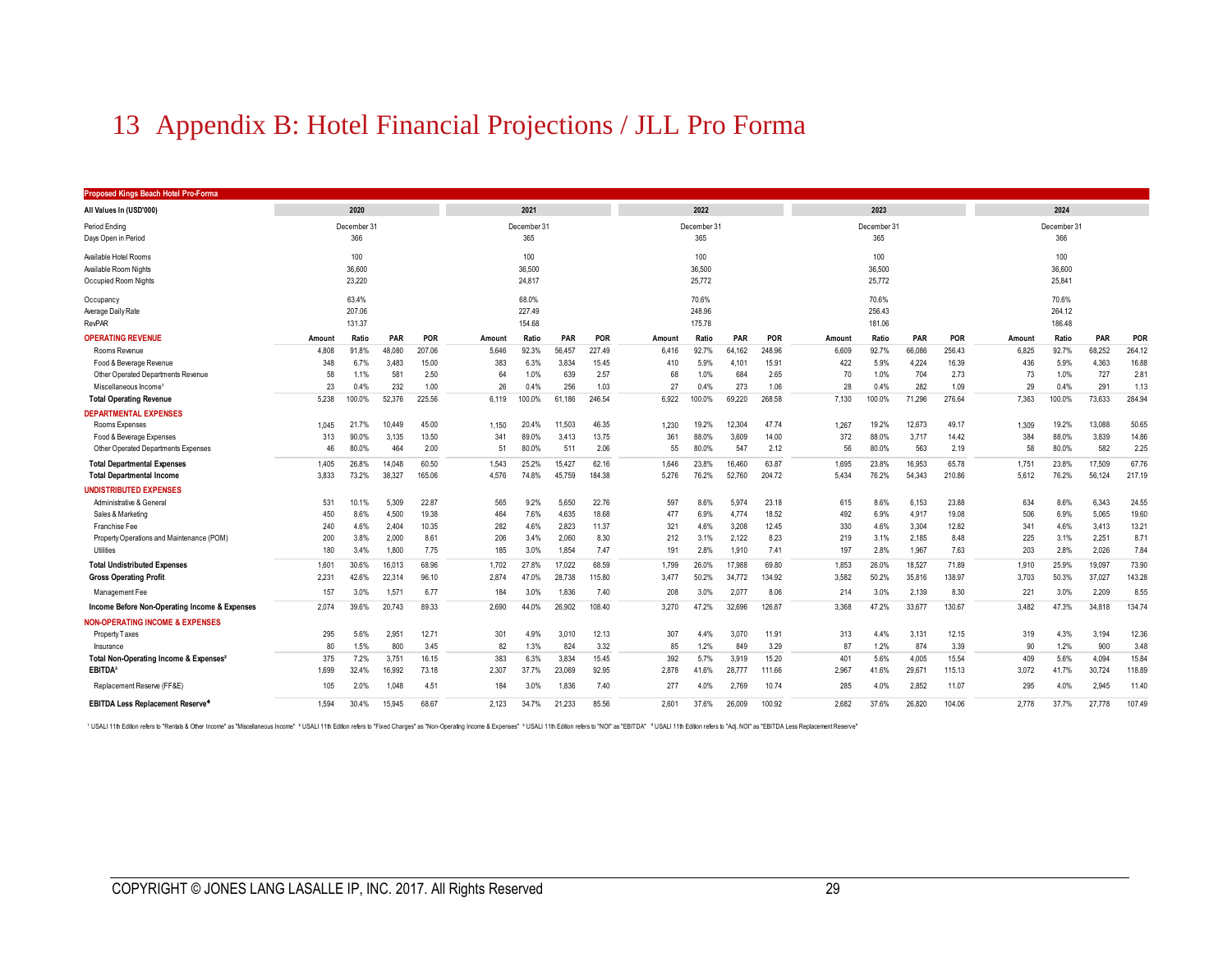# 13 Appendix B: Hotel Financial Projections / JLL Pro Forma

**Proposed Kings Beach Hotel Pro-Forma**

| All Values In (USD'000) | 2020 | | | | 2021 | | | | 2022 | | | | 2023 | | | | 2024 | | | |
|---|---|---|---|---|---|---|---|---|---|---|---|---|---|---|---|---|---|---|---|---|
| Period Ending | December 31 | | | | December 31 | | | | December 31 | | | | December 31 | | | | December 31 | | | |
| Days Open in Period | 366 | | | | 365 | | | | 365 | | | | 365 | | | | 366 | | | |
| Available Hotel Rooms | 100 | | | | 100 | | | | 100 | | | | 100 | | | | 100 | | | |
| Available Room Nights | 36,600 | | | | 36,500 | | | | 36,500 | | | | 36,500 | | | | 36,600 | | | |
| Occupied Room Nights | 23,220 | | | | 24,817 | | | | 25,772 | | | | 25,772 | | | | 25,841 | | | |
| Occupancy | 63.4% | | | | 68.0% | | | | 70.6% | | | | 70.6% | | | | 70.6% | | | |
| Average Daily Rate | 207.06 | | | | 227.49 | | | | 248.96 | | | | 256.43 | | | | 264.12 | | | |
| RevPAR | 131.37 | | | | 154.68 | | | | 175.78 | | | | 181.06 | | | | 186.48 | | | |
| **OPERATING REVENUE** | **Amount** | **Ratio** | **PAR** | **POR** | **Amount** | **Ratio** | **PAR** | **POR** | **Amount** | **Ratio** | **PAR** | **POR** | **Amount** | **Ratio** | **PAR** | **POR** | **Amount** | **Ratio** | **PAR** | **POR** |
| Rooms Revenue | 4,808 | 91.8% | 48,080 | 207.06 | 5,646 | 92.3% | 56,457 | 227.49 | 6,416 | 92.7% | 64,162 | 248.96 | 6,609 | 92.7% | 66,086 | 256.43 | 6,825 | 92.7% | 68,252 | 264.12 |
| Food & Beverage Revenue | 348 | 6.7% | 3,483 | 15.00 | 383 | 6.3% | 3,834 | 15.45 | 410 | 5.9% | 4,101 | 15.91 | 422 | 5.9% | 4,224 | 16.39 | 436 | 5.9% | 4,363 | 16.88 |
| Other Operated Departments Revenue | 58 | 1.1% | 581 | 2.50 | 64 | 1.0% | 639 | 2.57 | 68 | 1.0% | 684 | 2.65 | 70 | 1.0% | 704 | 2.73 | 73 | 1.0% | 727 | 2.81 |
| Miscellaneous Income[1] | 23 | 0.4% | 232 | 1.00 | 26 | 0.4% | 256 | 1.03 | 27 | 0.4% | 273 | 1.06 | 28 | 0.4% | 282 | 1.09 | 29 | 0.4% | 291 | 1.13 |
| **Total Operating Revenue** | 5,238 | 100.0% | 52,376 | 225.56 | 6,119 | 100.0% | 61,186 | 246.54 | 6,922 | 100.0% | 69,220 | 268.58 | 7,130 | 100.0% | 71,296 | 276.64 | 7,363 | 100.0% | 73,633 | 284.94 |
| **DEPARTMENTAL EXPENSES** | | | | | | | | | | | | | | | | | | | | |
| Rooms Expenses | 1,045 | 21.7% | 10,449 | 45.00 | 1,150 | 20.4% | 11,503 | 46.35 | 1,230 | 19.2% | 12,304 | 47.74 | 1,267 | 19.2% | 12,673 | 49.17 | 1,309 | 19.2% | 13,088 | 50.65 |
| Food & Beverage Expenses | 313 | 90.0% | 3,135 | 13.50 | 341 | 89.0% | 3,413 | 13.75 | 361 | 88.0% | 3,609 | 14.00 | 372 | 88.0% | 3,717 | 14.42 | 384 | 88.0% | 3,839 | 14.86 |
| Other Operated Departments Expenses | 46 | 80.0% | 464 | 2.00 | 51 | 80.0% | 511 | 2.06 | 55 | 80.0% | 547 | 2.12 | 56 | 80.0% | 563 | 2.19 | 58 | 80.0% | 582 | 2.25 |
| **Total Departmental Expenses** | 1,405 | 26.8% | 14,048 | 60.50 | 1,543 | 25.2% | 15,427 | 62.16 | 1,646 | 23.8% | 16,460 | 63.87 | 1,695 | 23.8% | 16,953 | 65.78 | 1,751 | 23.8% | 17,509 | 67.76 |
| **Total Departmental Income** | 3,833 | 73.2% | 38,327 | 165.06 | 4,576 | 74.8% | 45,759 | 184.38 | 5,276 | 76.2% | 52,760 | 204.72 | 5,434 | 76.2% | 54,343 | 210.86 | 5,612 | 76.2% | 56,124 | 217.19 |
| **UNDISTRIBUTED EXPENSES** | | | | | | | | | | | | | | | | | | | | |
| Administrative & General | 531 | 10.1% | 5,309 | 22.87 | 565 | 9.2% | 5,650 | 22.76 | 597 | 8.6% | 5,974 | 23.18 | 615 | 8.6% | 6,153 | 23.88 | 634 | 8.6% | 6,343 | 24.55 |
| Sales & Marketing | 450 | 8.6% | 4,500 | 19.38 | 464 | 7.6% | 4,635 | 18.68 | 477 | 6.9% | 4,774 | 18.52 | 492 | 6.9% | 4,917 | 19.08 | 506 | 6.9% | 5,065 | 19.60 |
| Franchise Fee | 240 | 4.6% | 2,404 | 10.35 | 282 | 4.6% | 2,823 | 11.37 | 321 | 4.6% | 3,208 | 12.45 | 330 | 4.6% | 3,304 | 12.82 | 341 | 4.6% | 3,413 | 13.21 |
| Property Operations and Maintenance (POM) | 200 | 3.8% | 2,000 | 8.61 | 206 | 3.4% | 2,060 | 8.30 | 212 | 3.1% | 2,122 | 8.23 | 219 | 3.1% | 2,185 | 8.48 | 225 | 3.1% | 2,251 | 8.71 |
| Utilities | 180 | 3.4% | 1,800 | 7.75 | 185 | 3.0% | 1,854 | 7.47 | 191 | 2.8% | 1,910 | 7.41 | 197 | 2.8% | 1,967 | 7.63 | 203 | 2.8% | 2,026 | 7.84 |
| **Total Undistributed Expenses** | 1,601 | 30.6% | 16,013 | 68.96 | 1,702 | 27.8% | 17,022 | 68.59 | 1,799 | 26.0% | 17,988 | 69.80 | 1,853 | 26.0% | 18,527 | 71.89 | 1,910 | 25.9% | 19,097 | 73.90 |
| **Gross Operating Profit** | 2,231 | 42.6% | 22,314 | 96.10 | 2,874 | 47.0% | 28,738 | 115.80 | 3,477 | 50.2% | 34,772 | 134.92 | 3,582 | 50.2% | 35,816 | 138.97 | 3,703 | 50.3% | 37,027 | 143.28 |
| Management Fee | 157 | 3.0% | 1,571 | 6.77 | 184 | 3.0% | 1,836 | 7.40 | 208 | 3.0% | 2,077 | 8.06 | 214 | 3.0% | 2,139 | 8.30 | 221 | 3.0% | 2,209 | 8.55 |
| **Income Before Non-Operating Income & Expenses** | 2,074 | 39.6% | 20,743 | 89.33 | 2,690 | 44.0% | 26,902 | 108.40 | 3,270 | 47.2% | 32,696 | 126.87 | 3,368 | 47.2% | 33,677 | 130.67 | 3,482 | 47.3% | 34,818 | 134.74 |
| **NON-OPERATING INCOME & EXPENSES** | | | | | | | | | | | | | | | | | | | | |
| Property Taxes | 295 | 5.6% | 2,951 | 12.71 | 301 | 4.9% | 3,010 | 12.13 | 307 | 4.4% | 3,070 | 11.91 | 313 | 4.4% | 3,131 | 12.15 | 319 | 4.3% | 3,194 | 12.36 |
| Insurance | 80 | 1.5% | 800 | 3.45 | 82 | 1.3% | 824 | 3.32 | 85 | 1.2% | 849 | 3.29 | 87 | 1.2% | 874 | 3.39 | 90 | 1.2% | 900 | 3.48 |
| **Total Non-Operating Income & Expenses[2]** | 375 | 7.2% | 3,751 | 16.15 | 383 | 6.3% | 3,834 | 15.45 | 392 | 5.7% | 3,919 | 15.20 | 401 | 5.6% | 4,005 | 15.54 | 409 | 5.6% | 4,094 | 15.84 |
| **EBITDA[3]** | 1,699 | 32.4% | 16,992 | 73.18 | 2,307 | 37.7% | 23,069 | 92.95 | 2,878 | 41.6% | 28,777 | 111.66 | 2,967 | 41.6% | 29,671 | 115.13 | 3,072 | 41.7% | 30,724 | 118.89 |
| Replacement Reserve (FF&E) | 105 | 2.0% | 1,048 | 4.51 | 184 | 3.0% | 1,836 | 7.40 | 277 | 4.0% | 2,769 | 10.74 | 285 | 4.0% | 2,852 | 11.07 | 295 | 4.0% | 2,945 | 11.40 |
| **EBITDA Less Replacement Reserve[4]** | 1,594 | 30.4% | 15,945 | 68.67 | 2,123 | 34.7% | 21,233 | 85.56 | 2,601 | 37.6% | 26,009 | 100.92 | 2,682 | 37.6% | 26,820 | 104.06 | 2,778 | 37.7% | 27,778 | 107.49 |

[1] USALI 11th Edition refers to "Rentals & Other Income" as "Miscellaneous Income" [2] USALI 11th Edition refers to "Fixed Charges" as "Non-Operating Income & Expenses" [3] USALI 11th Edition refers to "NOI" as "EBITDA" [4] USALI 11th Edition refers to "Adj. NOI" as "EBITDA Less Replacement Reserve"

COPYRIGHT © JONES LANG LASALLE IP, INC. 2017. All Rights Reserved